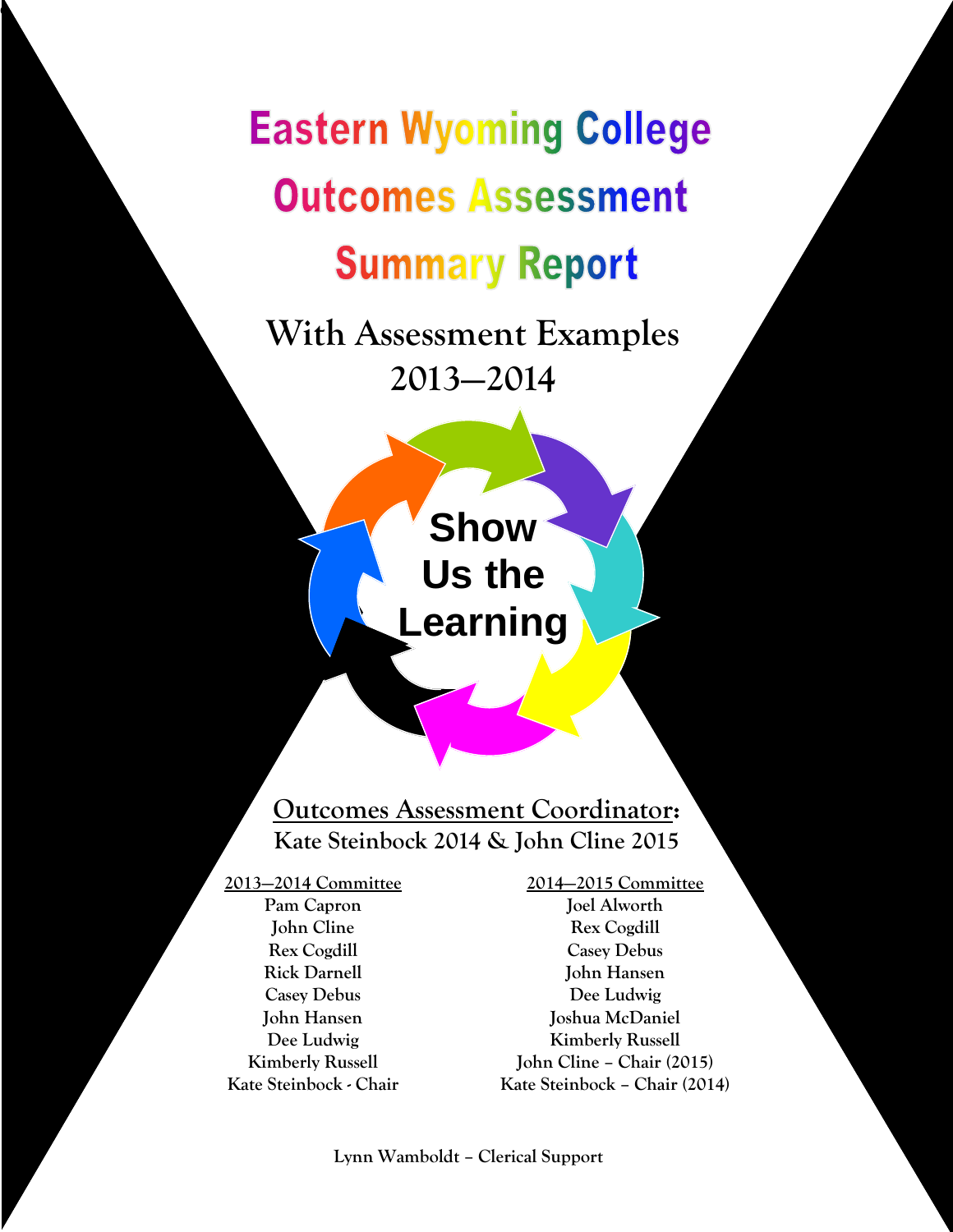# Eastern Wyoming College

# Outcomes Assessment

# Summary Report

## With Assessment Examples

## 2013—2014

Show Us the Learning

**Outcomes Assessment Coordinator:**

**Kate Steinbock 2014 & John Cline 2015**

**2013—2014 Committee**

Pam Capron
John Cline
Rex Cogdill
Rick Darnell
Casey Debus
John Hansen
Dee Ludwig
Kimberly Russell
Kate Steinbock - Chair

**2014—2015 Committee**

Joel Alworth
Rex Cogdill
Casey Debus
John Hansen
Dee Ludwig
Joshua McDaniel
Kimberly Russell
John Cline – Chair (2015)
Kate Steinbock – Chair (2014)

Lynn Wamboldt – Clerical Support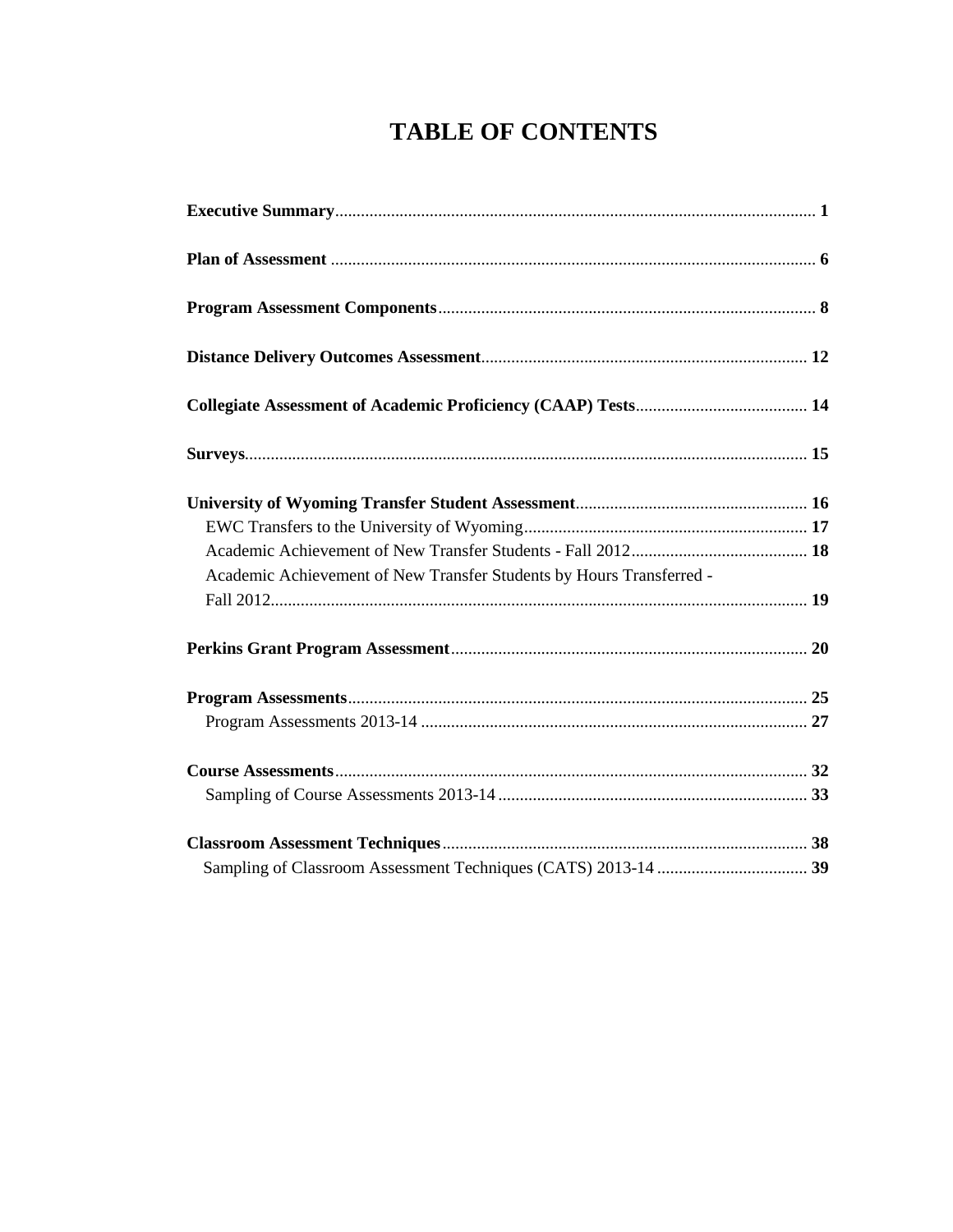# TABLE OF CONTENTS

**Executive Summary** .......... **1**

**Plan of Assessment** .......... **6**

**Program Assessment Components** .......... **8**

**Distance Delivery Outcomes Assessment** .......... **12**

**Collegiate Assessment of Academic Proficiency (CAAP) Tests** .......... **14**

**Surveys** .......... **15**

**University of Wyoming Transfer Student Assessment** .......... **16**

- EWC Transfers to the University of Wyoming .......... **17**
- Academic Achievement of New Transfer Students - Fall 2012 .......... **18**
- Academic Achievement of New Transfer Students by Hours Transferred - Fall 2012 .......... **19**

**Perkins Grant Program Assessment** .......... **20**

**Program Assessments** .......... **25**

- Program Assessments 2013-14 .......... **27**

**Course Assessments** .......... **32**

- Sampling of Course Assessments 2013-14 .......... **33**

**Classroom Assessment Techniques** .......... **38**

- Sampling of Classroom Assessment Techniques (CATS) 2013-14 .......... **39**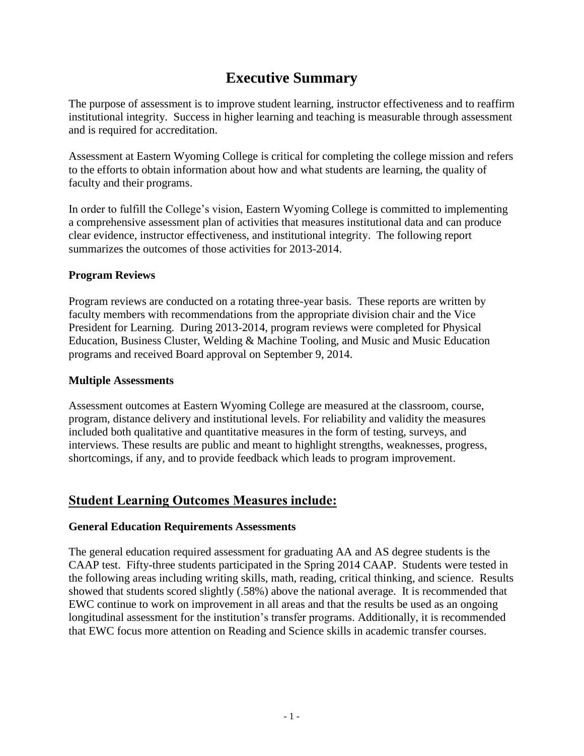# Executive Summary

The purpose of assessment is to improve student learning, instructor effectiveness and to reaffirm institutional integrity. Success in higher learning and teaching is measurable through assessment and is required for accreditation.

Assessment at Eastern Wyoming College is critical for completing the college mission and refers to the efforts to obtain information about how and what students are learning, the quality of faculty and their programs.

In order to fulfill the College's vision, Eastern Wyoming College is committed to implementing a comprehensive assessment plan of activities that measures institutional data and can produce clear evidence, instructor effectiveness, and institutional integrity. The following report summarizes the outcomes of those activities for 2013-2014.

**Program Reviews**

Program reviews are conducted on a rotating three-year basis. These reports are written by faculty members with recommendations from the appropriate division chair and the Vice President for Learning. During 2013-2014, program reviews were completed for Physical Education, Business Cluster, Welding & Machine Tooling, and Music and Music Education programs and received Board approval on September 9, 2014.

**Multiple Assessments**

Assessment outcomes at Eastern Wyoming College are measured at the classroom, course, program, distance delivery and institutional levels. For reliability and validity the measures included both qualitative and quantitative measures in the form of testing, surveys, and interviews. These results are public and meant to highlight strengths, weaknesses, progress, shortcomings, if any, and to provide feedback which leads to program improvement.

## Student Learning Outcomes Measures include:

**General Education Requirements Assessments**

The general education required assessment for graduating AA and AS degree students is the CAAP test. Fifty-three students participated in the Spring 2014 CAAP. Students were tested in the following areas including writing skills, math, reading, critical thinking, and science. Results showed that students scored slightly (.58%) above the national average. It is recommended that EWC continue to work on improvement in all areas and that the results be used as an ongoing longitudinal assessment for the institution's transfer programs. Additionally, it is recommended that EWC focus more attention on Reading and Science skills in academic transfer courses.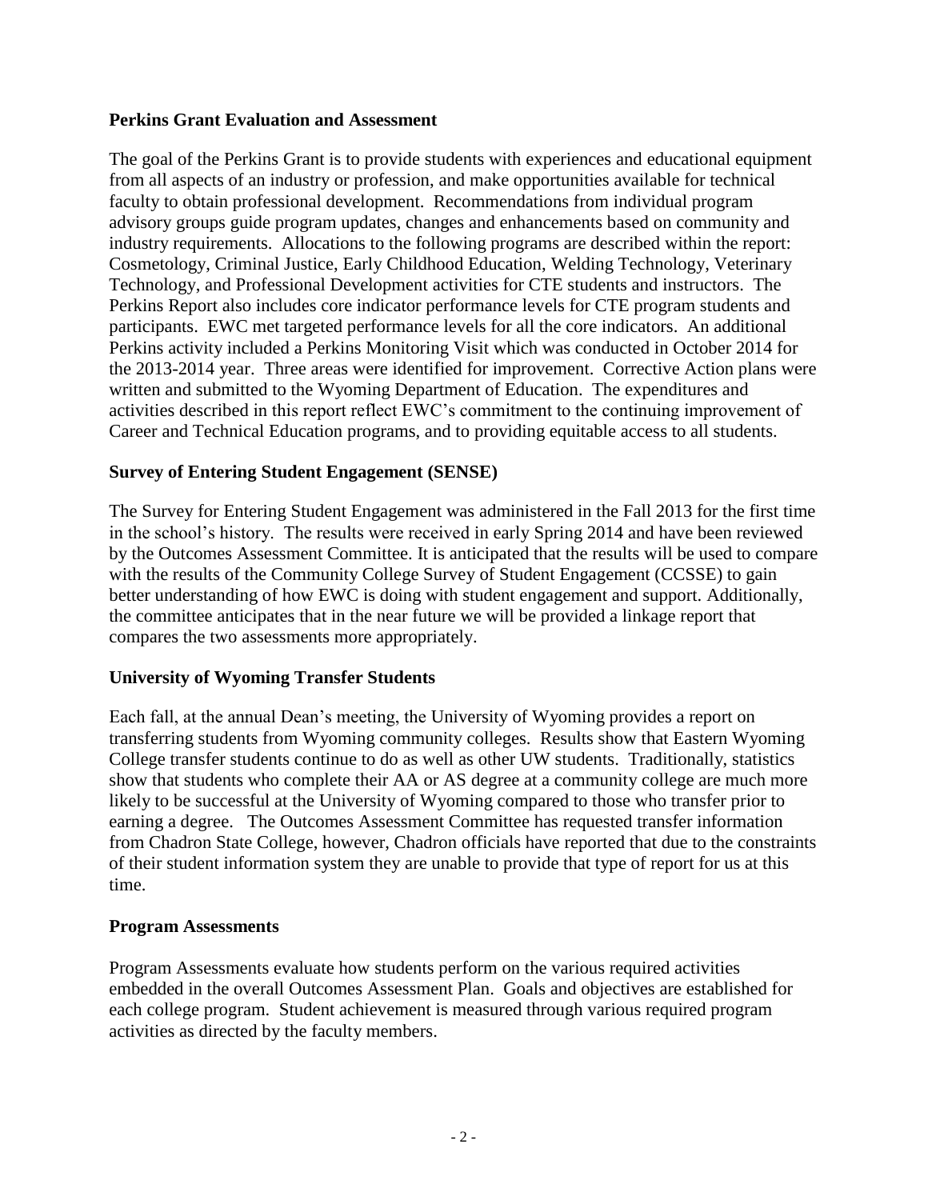## Perkins Grant Evaluation and Assessment

The goal of the Perkins Grant is to provide students with experiences and educational equipment from all aspects of an industry or profession, and make opportunities available for technical faculty to obtain professional development. Recommendations from individual program advisory groups guide program updates, changes and enhancements based on community and industry requirements. Allocations to the following programs are described within the report: Cosmetology, Criminal Justice, Early Childhood Education, Welding Technology, Veterinary Technology, and Professional Development activities for CTE students and instructors. The Perkins Report also includes core indicator performance levels for CTE program students and participants. EWC met targeted performance levels for all the core indicators. An additional Perkins activity included a Perkins Monitoring Visit which was conducted in October 2014 for the 2013-2014 year. Three areas were identified for improvement. Corrective Action plans were written and submitted to the Wyoming Department of Education. The expenditures and activities described in this report reflect EWC's commitment to the continuing improvement of Career and Technical Education programs, and to providing equitable access to all students.

## Survey of Entering Student Engagement (SENSE)

The Survey for Entering Student Engagement was administered in the Fall 2013 for the first time in the school's history. The results were received in early Spring 2014 and have been reviewed by the Outcomes Assessment Committee. It is anticipated that the results will be used to compare with the results of the Community College Survey of Student Engagement (CCSSE) to gain better understanding of how EWC is doing with student engagement and support. Additionally, the committee anticipates that in the near future we will be provided a linkage report that compares the two assessments more appropriately.

## University of Wyoming Transfer Students

Each fall, at the annual Dean's meeting, the University of Wyoming provides a report on transferring students from Wyoming community colleges. Results show that Eastern Wyoming College transfer students continue to do as well as other UW students. Traditionally, statistics show that students who complete their AA or AS degree at a community college are much more likely to be successful at the University of Wyoming compared to those who transfer prior to earning a degree. The Outcomes Assessment Committee has requested transfer information from Chadron State College, however, Chadron officials have reported that due to the constraints of their student information system they are unable to provide that type of report for us at this time.

## Program Assessments

Program Assessments evaluate how students perform on the various required activities embedded in the overall Outcomes Assessment Plan. Goals and objectives are established for each college program. Student achievement is measured through various required program activities as directed by the faculty members.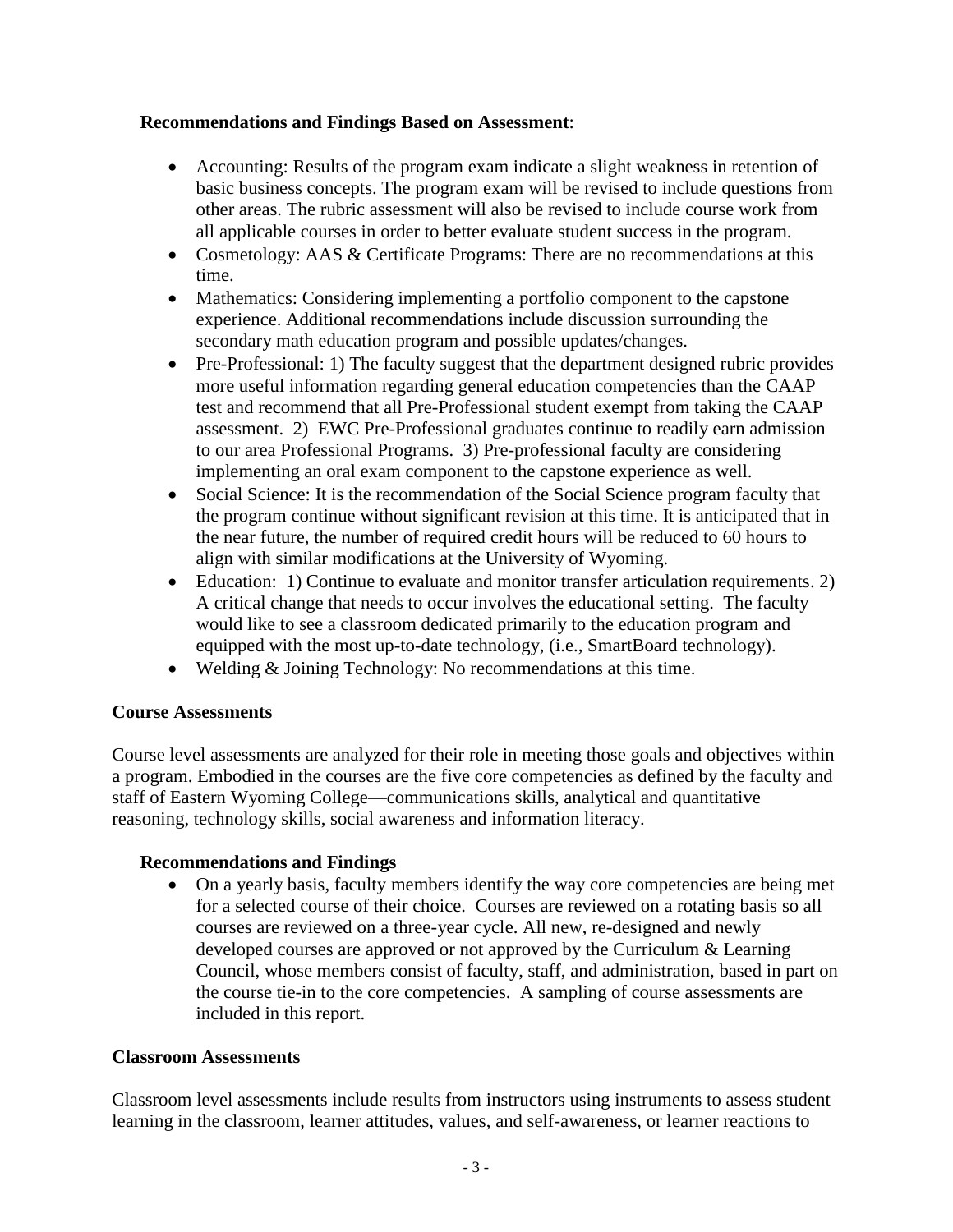**Recommendations and Findings Based on Assessment**:

- Accounting: Results of the program exam indicate a slight weakness in retention of basic business concepts. The program exam will be revised to include questions from other areas. The rubric assessment will also be revised to include course work from all applicable courses in order to better evaluate student success in the program.
- Cosmetology: AAS & Certificate Programs: There are no recommendations at this time.
- Mathematics: Considering implementing a portfolio component to the capstone experience. Additional recommendations include discussion surrounding the secondary math education program and possible updates/changes.
- Pre-Professional: 1) The faculty suggest that the department designed rubric provides more useful information regarding general education competencies than the CAAP test and recommend that all Pre-Professional student exempt from taking the CAAP assessment. 2) EWC Pre-Professional graduates continue to readily earn admission to our area Professional Programs. 3) Pre-professional faculty are considering implementing an oral exam component to the capstone experience as well.
- Social Science: It is the recommendation of the Social Science program faculty that the program continue without significant revision at this time. It is anticipated that in the near future, the number of required credit hours will be reduced to 60 hours to align with similar modifications at the University of Wyoming.
- Education: 1) Continue to evaluate and monitor transfer articulation requirements. 2) A critical change that needs to occur involves the educational setting. The faculty would like to see a classroom dedicated primarily to the education program and equipped with the most up-to-date technology, (i.e., SmartBoard technology).
- Welding & Joining Technology: No recommendations at this time.

**Course Assessments**

Course level assessments are analyzed for their role in meeting those goals and objectives within a program. Embodied in the courses are the five core competencies as defined by the faculty and staff of Eastern Wyoming College—communications skills, analytical and quantitative reasoning, technology skills, social awareness and information literacy.

**Recommendations and Findings**

- On a yearly basis, faculty members identify the way core competencies are being met for a selected course of their choice. Courses are reviewed on a rotating basis so all courses are reviewed on a three-year cycle. All new, re-designed and newly developed courses are approved or not approved by the Curriculum & Learning Council, whose members consist of faculty, staff, and administration, based in part on the course tie-in to the core competencies. A sampling of course assessments are included in this report.

**Classroom Assessments**

Classroom level assessments include results from instructors using instruments to assess student learning in the classroom, learner attitudes, values, and self-awareness, or learner reactions to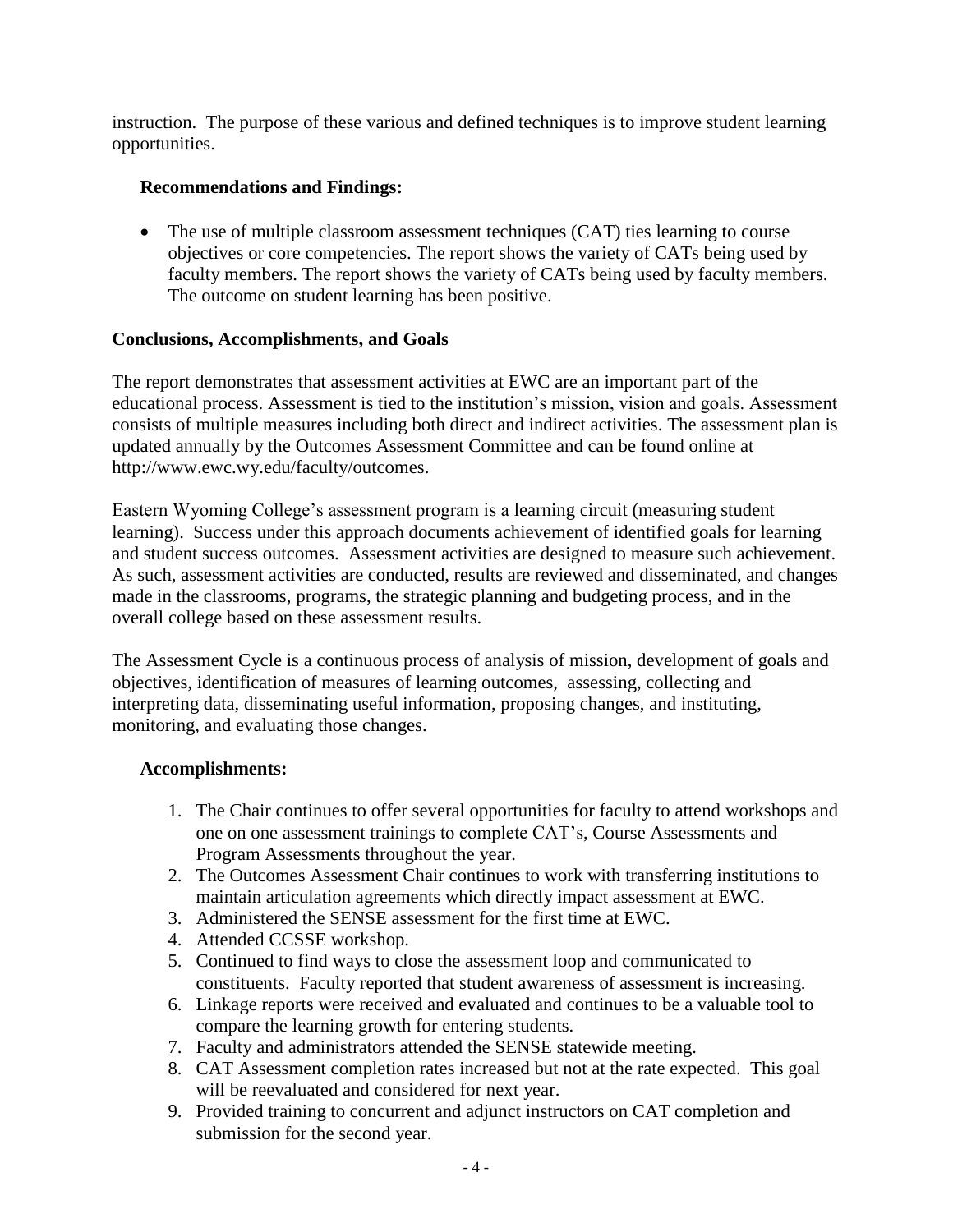instruction. The purpose of these various and defined techniques is to improve student learning opportunities.

**Recommendations and Findings:**

- The use of multiple classroom assessment techniques (CAT) ties learning to course objectives or core competencies. The report shows the variety of CATs being used by faculty members. The report shows the variety of CATs being used by faculty members. The outcome on student learning has been positive.

**Conclusions, Accomplishments, and Goals**

The report demonstrates that assessment activities at EWC are an important part of the educational process. Assessment is tied to the institution's mission, vision and goals. Assessment consists of multiple measures including both direct and indirect activities. The assessment plan is updated annually by the Outcomes Assessment Committee and can be found online at http://www.ewc.wy.edu/faculty/outcomes.

Eastern Wyoming College's assessment program is a learning circuit (measuring student learning). Success under this approach documents achievement of identified goals for learning and student success outcomes. Assessment activities are designed to measure such achievement. As such, assessment activities are conducted, results are reviewed and disseminated, and changes made in the classrooms, programs, the strategic planning and budgeting process, and in the overall college based on these assessment results.

The Assessment Cycle is a continuous process of analysis of mission, development of goals and objectives, identification of measures of learning outcomes, assessing, collecting and interpreting data, disseminating useful information, proposing changes, and instituting, monitoring, and evaluating those changes.

**Accomplishments:**

1. The Chair continues to offer several opportunities for faculty to attend workshops and one on one assessment trainings to complete CAT's, Course Assessments and Program Assessments throughout the year.
2. The Outcomes Assessment Chair continues to work with transferring institutions to maintain articulation agreements which directly impact assessment at EWC.
3. Administered the SENSE assessment for the first time at EWC.
4. Attended CCSSE workshop.
5. Continued to find ways to close the assessment loop and communicated to constituents. Faculty reported that student awareness of assessment is increasing.
6. Linkage reports were received and evaluated and continues to be a valuable tool to compare the learning growth for entering students.
7. Faculty and administrators attended the SENSE statewide meeting.
8. CAT Assessment completion rates increased but not at the rate expected. This goal will be reevaluated and considered for next year.
9. Provided training to concurrent and adjunct instructors on CAT completion and submission for the second year.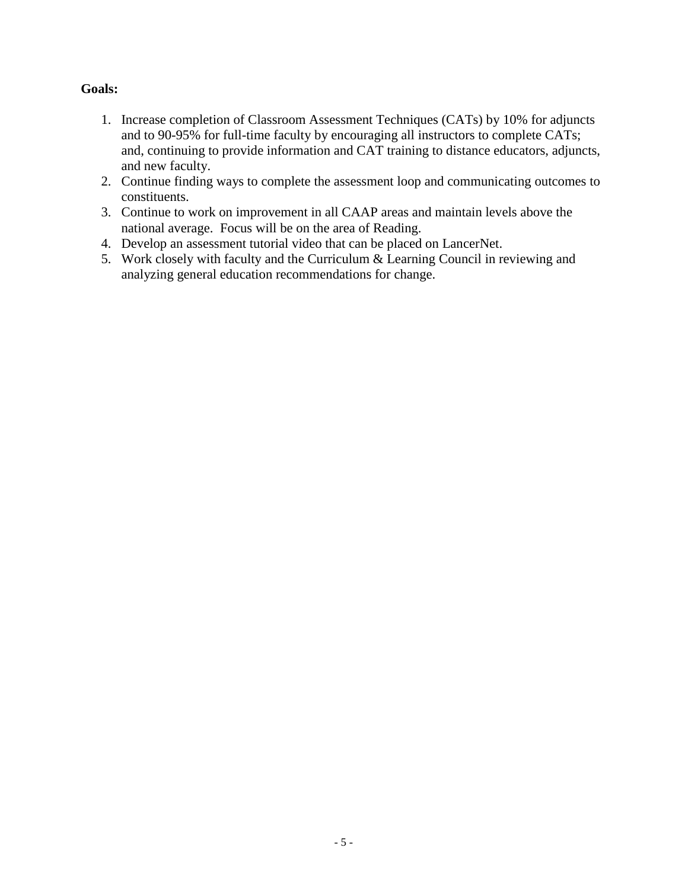**Goals:**

1. Increase completion of Classroom Assessment Techniques (CATs) by 10% for adjuncts and to 90-95% for full-time faculty by encouraging all instructors to complete CATs; and, continuing to provide information and CAT training to distance educators, adjuncts, and new faculty.
2. Continue finding ways to complete the assessment loop and communicating outcomes to constituents.
3. Continue to work on improvement in all CAAP areas and maintain levels above the national average. Focus will be on the area of Reading.
4. Develop an assessment tutorial video that can be placed on LancerNet.
5. Work closely with faculty and the Curriculum & Learning Council in reviewing and analyzing general education recommendations for change.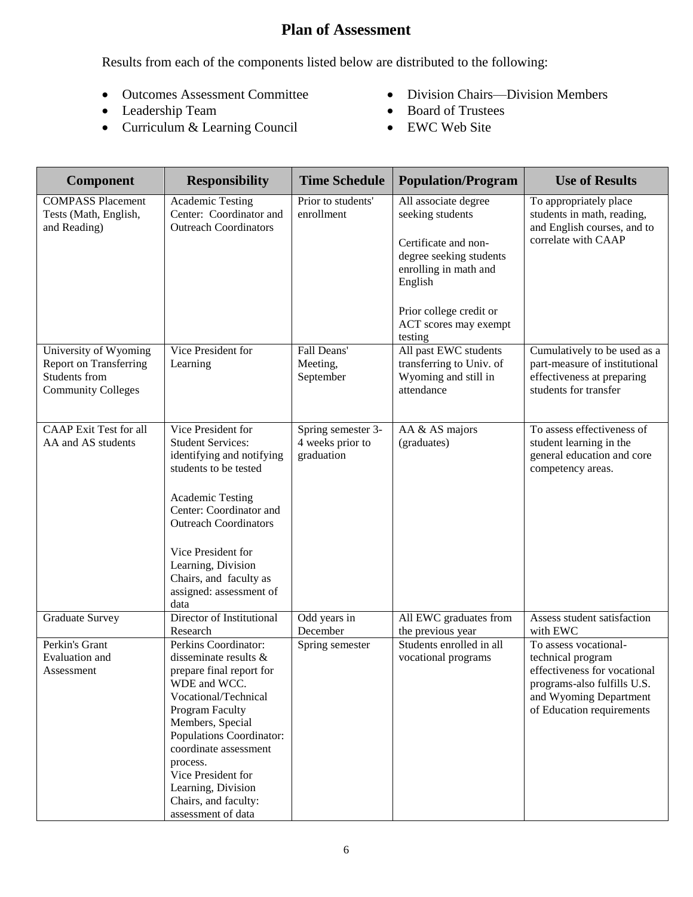# Plan of Assessment

Results from each of the components listed below are distributed to the following:

- Outcomes Assessment Committee
- Leadership Team
- Curriculum & Learning Council
- Division Chairs—Division Members
- Board of Trustees
- EWC Web Site

| Component | Responsibility | Time Schedule | Population/Program | Use of Results |
|---|---|---|---|---|
| COMPASS Placement Tests (Math, English, and Reading) | Academic Testing Center: Coordinator and Outreach Coordinators | Prior to students' enrollment | All associate degree seeking students<br><br>Certificate and non-degree seeking students enrolling in math and English<br><br>Prior college credit or ACT scores may exempt testing | To appropriately place students in math, reading, and English courses, and to correlate with CAAP |
| University of Wyoming Report on Transferring Students from Community Colleges | Vice President for Learning | Fall Deans' Meeting, September | All past EWC students transferring to Univ. of Wyoming and still in attendance | Cumulatively to be used as a part-measure of institutional effectiveness at preparing students for transfer |
| CAAP Exit Test for all AA and AS students | Vice President for Student Services: identifying and notifying students to be tested<br><br>Academic Testing Center: Coordinator and Outreach Coordinators<br><br>Vice President for Learning, Division Chairs, and faculty as assigned: assessment of data | Spring semester 3-4 weeks prior to graduation | AA & AS majors (graduates) | To assess effectiveness of student learning in the general education and core competency areas. |
| Graduate Survey | Director of Institutional Research | Odd years in December | All EWC graduates from the previous year | Assess student satisfaction with EWC |
| Perkin's Grant Evaluation and Assessment | Perkins Coordinator: disseminate results & prepare final report for WDE and WCC. Vocational/Technical Program Faculty Members, Special Populations Coordinator: coordinate assessment process.<br>Vice President for Learning, Division Chairs, and faculty: assessment of data | Spring semester | Students enrolled in all vocational programs | To assess vocational-technical program effectiveness for vocational programs-also fulfills U.S. and Wyoming Department of Education requirements |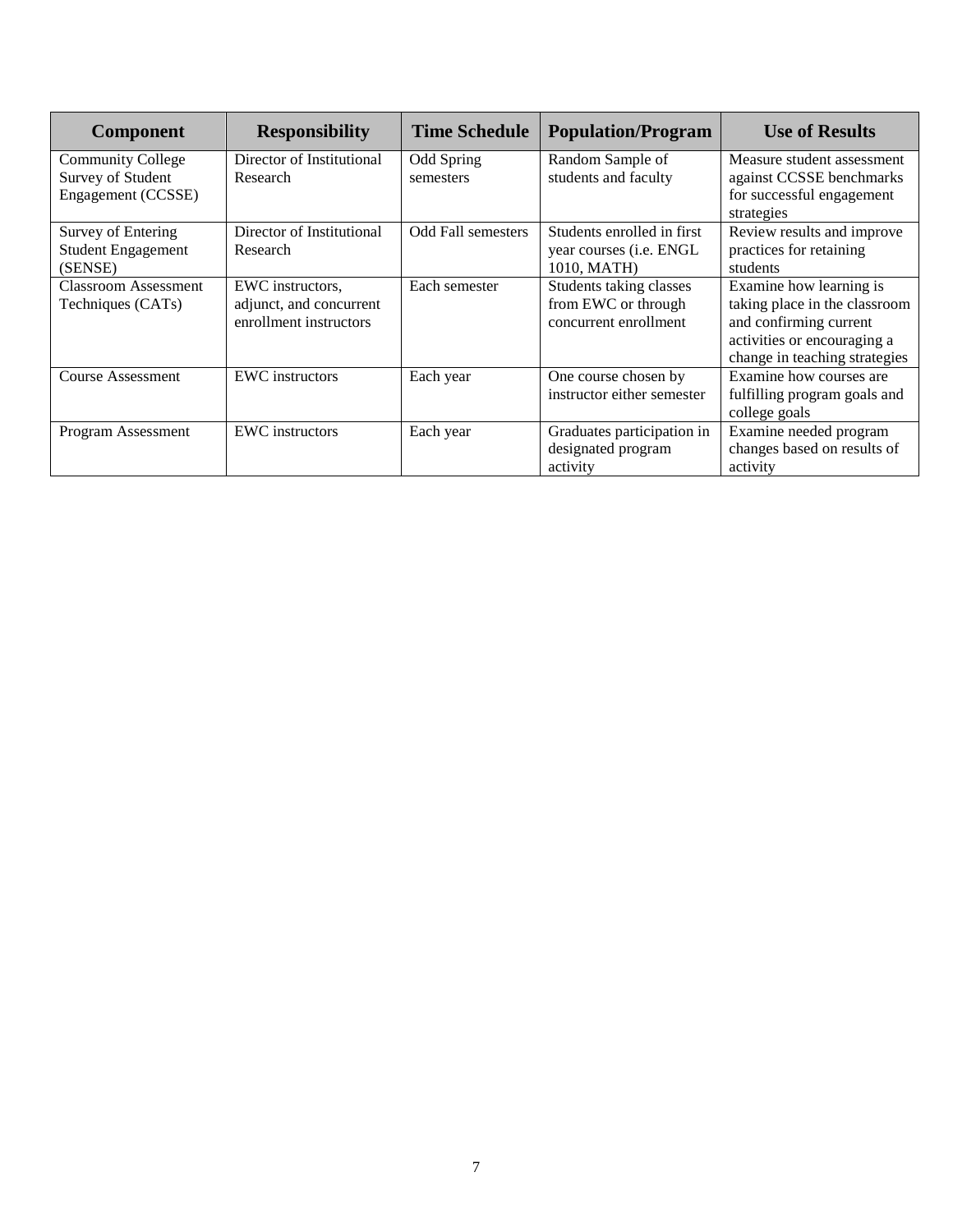| Component | Responsibility | Time Schedule | Population/Program | Use of Results |
| --- | --- | --- | --- | --- |
| Community College Survey of Student Engagement (CCSSE) | Director of Institutional Research | Odd Spring semesters | Random Sample of students and faculty | Measure student assessment against CCSSE benchmarks for successful engagement strategies |
| Survey of Entering Student Engagement (SENSE) | Director of Institutional Research | Odd Fall semesters | Students enrolled in first year courses (i.e. ENGL 1010, MATH) | Review results and improve practices for retaining students |
| Classroom Assessment Techniques (CATs) | EWC instructors, adjunct, and concurrent enrollment instructors | Each semester | Students taking classes from EWC or through concurrent enrollment | Examine how learning is taking place in the classroom and confirming current activities or encouraging a change in teaching strategies |
| Course Assessment | EWC instructors | Each year | One course chosen by instructor either semester | Examine how courses are fulfilling program goals and college goals |
| Program Assessment | EWC instructors | Each year | Graduates participation in designated program activity | Examine needed program changes based on results of activity |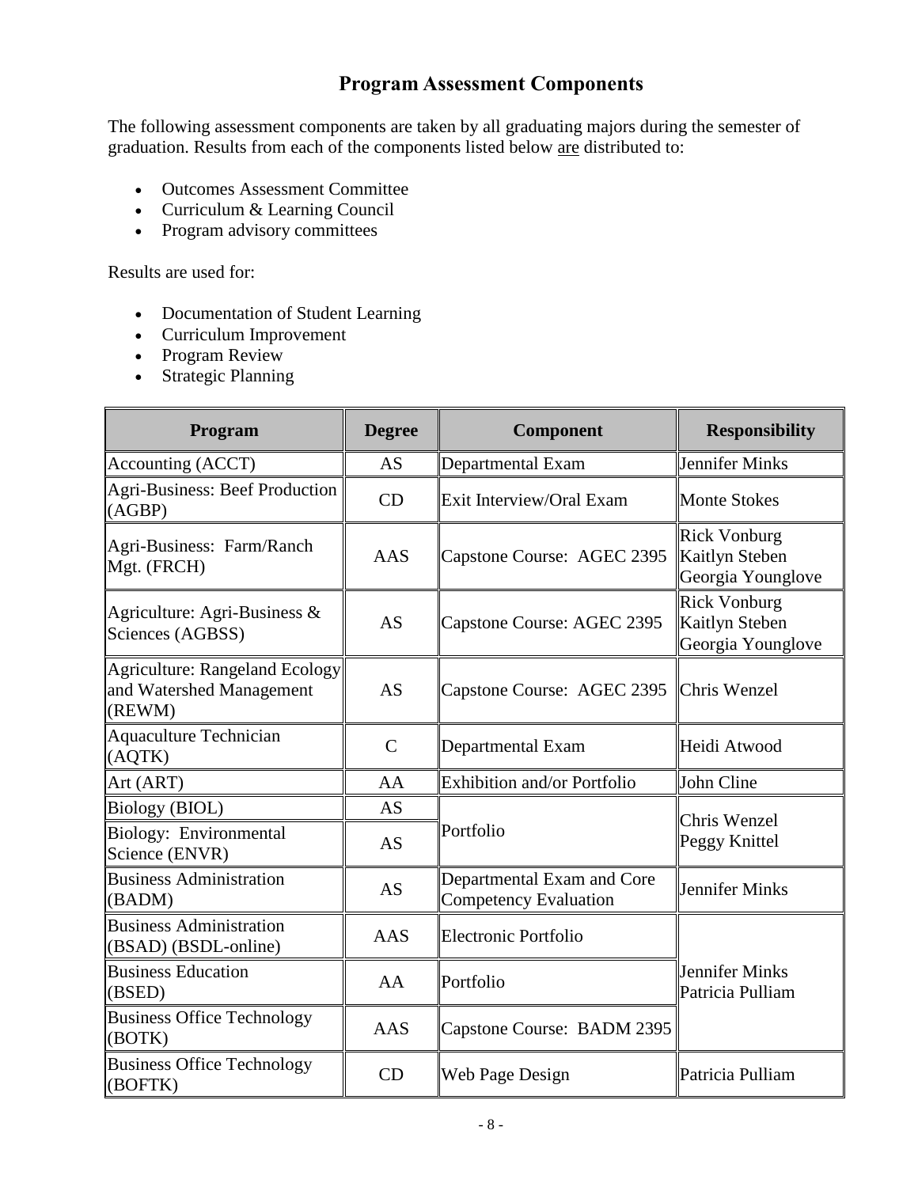## Program Assessment Components

The following assessment components are taken by all graduating majors during the semester of graduation. Results from each of the components listed below are distributed to:

- Outcomes Assessment Committee
- Curriculum & Learning Council
- Program advisory committees

Results are used for:

- Documentation of Student Learning
- Curriculum Improvement
- Program Review
- Strategic Planning

| Program | Degree | Component | Responsibility |
|---|---|---|---|
| Accounting (ACCT) | AS | Departmental Exam | Jennifer Minks |
| Agri-Business: Beef Production (AGBP) | CD | Exit Interview/Oral Exam | Monte Stokes |
| Agri-Business: Farm/Ranch Mgt. (FRCH) | AAS | Capstone Course: AGEC 2395 | Rick Vonburg<br>Kaitlyn Steben<br>Georgia Younglove |
| Agriculture: Agri-Business & Sciences (AGBSS) | AS | Capstone Course: AGEC 2395 | Rick Vonburg<br>Kaitlyn Steben<br>Georgia Younglove |
| Agriculture: Rangeland Ecology and Watershed Management (REWM) | AS | Capstone Course: AGEC 2395 | Chris Wenzel |
| Aquaculture Technician (AQTK) | C | Departmental Exam | Heidi Atwood |
| Art (ART) | AA | Exhibition and/or Portfolio | John Cline |
| Biology (BIOL) | AS | Portfolio | Chris Wenzel<br>Peggy Knittel |
| Biology: Environmental Science (ENVR) | AS | | |
| Business Administration (BADM) | AS | Departmental Exam and Core Competency Evaluation | Jennifer Minks |
| Business Administration (BSAD) (BSDL-online) | AAS | Electronic Portfolio | Jennifer Minks<br>Patricia Pulliam |
| Business Education (BSED) | AA | Portfolio | |
| Business Office Technology (BOTK) | AAS | Capstone Course: BADM 2395 | |
| Business Office Technology (BOFTK) | CD | Web Page Design | Patricia Pulliam |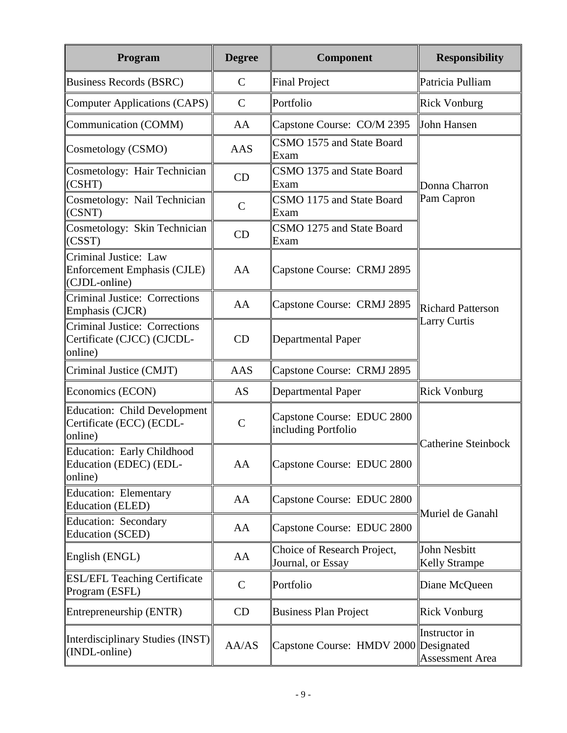| Program | Degree | Component | Responsibility |
| --- | --- | --- | --- |
| Business Records (BSRC) | C | Final Project | Patricia Pulliam |
| Computer Applications (CAPS) | C | Portfolio | Rick Vonburg |
| Communication (COMM) | AA | Capstone Course: CO/M 2395 | John Hansen |
| Cosmetology (CSMO) | AAS | CSMO 1575 and State Board Exam | Donna Charron Pam Capron |
| Cosmetology: Hair Technician (CSHT) | CD | CSMO 1375 and State Board Exam | |
| Cosmetology: Nail Technician (CSNT) | C | CSMO 1175 and State Board Exam | |
| Cosmetology: Skin Technician (CSST) | CD | CSMO 1275 and State Board Exam | |
| Criminal Justice: Law Enforcement Emphasis (CJLE) (CJDL-online) | AA | Capstone Course: CRMJ 2895 | Richard Patterson Larry Curtis |
| Criminal Justice: Corrections Emphasis (CJCR) | AA | Capstone Course: CRMJ 2895 | |
| Criminal Justice: Corrections Certificate (CJCC) (CJCDL-online) | CD | Departmental Paper | |
| Criminal Justice (CMJT) | AAS | Capstone Course: CRMJ 2895 | |
| Economics (ECON) | AS | Departmental Paper | Rick Vonburg |
| Education: Child Development Certificate (ECC) (ECDL-online) | C | Capstone Course: EDUC 2800 including Portfolio | Catherine Steinbock |
| Education: Early Childhood Education (EDEC) (EDL-online) | AA | Capstone Course: EDUC 2800 | |
| Education: Elementary Education (ELED) | AA | Capstone Course: EDUC 2800 | Muriel de Ganahl |
| Education: Secondary Education (SCED) | AA | Capstone Course: EDUC 2800 | |
| English (ENGL) | AA | Choice of Research Project, Journal, or Essay | John Nesbitt Kelly Strampe |
| ESL/EFL Teaching Certificate Program (ESFL) | C | Portfolio | Diane McQueen |
| Entrepreneurship (ENTR) | CD | Business Plan Project | Rick Vonburg |
| Interdisciplinary Studies (INST) (INDL-online) | AA/AS | Capstone Course: HMDV 2000 | Instructor in Designated Assessment Area |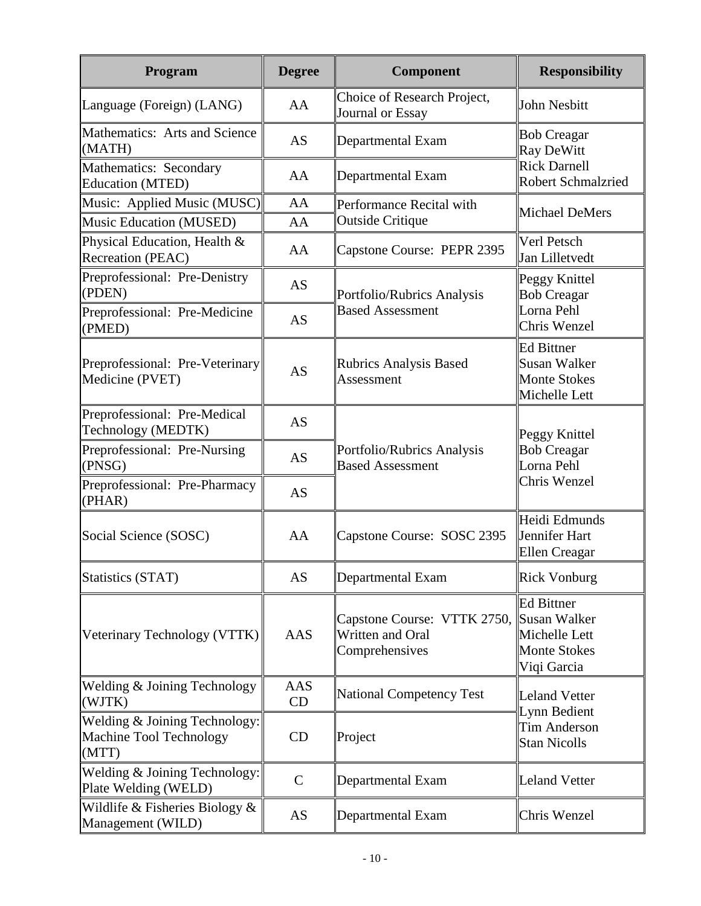| Program | Degree | Component | Responsibility |
|---|---|---|---|
| Language (Foreign) (LANG) | AA | Choice of Research Project, Journal or Essay | John Nesbitt |
| Mathematics: Arts and Science (MATH) | AS | Departmental Exam | Bob Creagar<br>Ray DeWitt<br>Rick Darnell<br>Robert Schmalzried |
| Mathematics: Secondary Education (MTED) | AA | Departmental Exam | |
| Music: Applied Music (MUSC) | AA | Performance Recital with Outside Critique | Michael DeMers |
| Music Education (MUSED) | AA | | |
| Physical Education, Health & Recreation (PEAC) | AA | Capstone Course: PEPR 2395 | Verl Petsch<br>Jan Lilletvedt |
| Preprofessional: Pre-Denistry (PDEN) | AS | Portfolio/Rubrics Analysis Based Assessment | Peggy Knittel<br>Bob Creagar<br>Lorna Pehl<br>Chris Wenzel |
| Preprofessional: Pre-Medicine (PMED) | AS | | |
| Preprofessional: Pre-Veterinary Medicine (PVET) | AS | Rubrics Analysis Based Assessment | Ed Bittner<br>Susan Walker<br>Monte Stokes<br>Michelle Lett |
| Preprofessional: Pre-Medical Technology (MEDTK) | AS | Portfolio/Rubrics Analysis Based Assessment | Peggy Knittel<br>Bob Creagar<br>Lorna Pehl<br>Chris Wenzel |
| Preprofessional: Pre-Nursing (PNSG) | AS | | |
| Preprofessional: Pre-Pharmacy (PHAR) | AS | | |
| Social Science (SOSC) | AA | Capstone Course: SOSC 2395 | Heidi Edmunds<br>Jennifer Hart<br>Ellen Creagar |
| Statistics (STAT) | AS | Departmental Exam | Rick Vonburg |
| Veterinary Technology (VTTK) | AAS | Capstone Course: VTTK 2750, Written and Oral Comprehensives | Ed Bittner<br>Susan Walker<br>Michelle Lett<br>Monte Stokes<br>Viqi Garcia |
| Welding & Joining Technology (WJTK) | AAS<br>CD | National Competency Test | Leland Vetter<br>Lynn Bedient<br>Tim Anderson<br>Stan Nicolls |
| Welding & Joining Technology: Machine Tool Technology (MTT) | CD | Project | |
| Welding & Joining Technology: Plate Welding (WELD) | C | Departmental Exam | Leland Vetter |
| Wildlife & Fisheries Biology & Management (WILD) | AS | Departmental Exam | Chris Wenzel |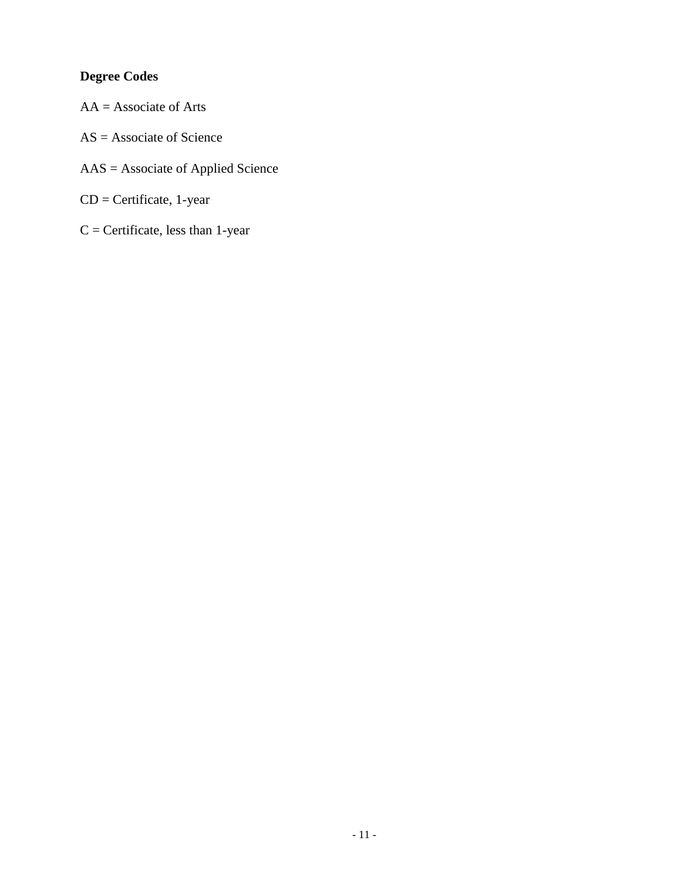**Degree Codes**

AA = Associate of Arts

AS = Associate of Science

AAS = Associate of Applied Science

CD = Certificate, 1-year

C = Certificate, less than 1-year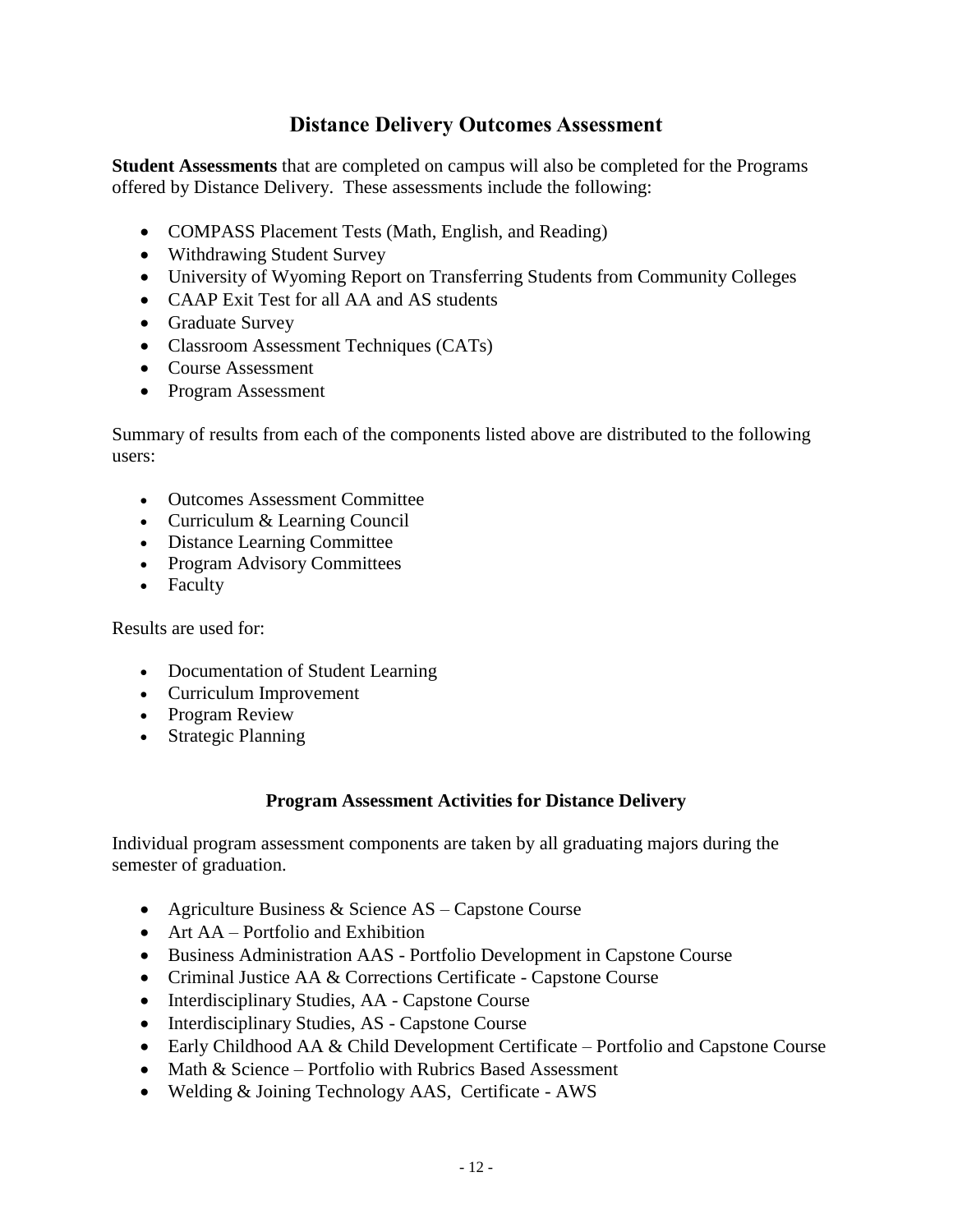# Distance Delivery Outcomes Assessment

**Student Assessments** that are completed on campus will also be completed for the Programs offered by Distance Delivery. These assessments include the following:

- COMPASS Placement Tests (Math, English, and Reading)
- Withdrawing Student Survey
- University of Wyoming Report on Transferring Students from Community Colleges
- CAAP Exit Test for all AA and AS students
- Graduate Survey
- Classroom Assessment Techniques (CATs)
- Course Assessment
- Program Assessment

Summary of results from each of the components listed above are distributed to the following users:

- Outcomes Assessment Committee
- Curriculum & Learning Council
- Distance Learning Committee
- Program Advisory Committees
- Faculty

Results are used for:

- Documentation of Student Learning
- Curriculum Improvement
- Program Review
- Strategic Planning

### Program Assessment Activities for Distance Delivery

Individual program assessment components are taken by all graduating majors during the semester of graduation.

- Agriculture Business & Science AS – Capstone Course
- Art AA – Portfolio and Exhibition
- Business Administration AAS - Portfolio Development in Capstone Course
- Criminal Justice AA & Corrections Certificate - Capstone Course
- Interdisciplinary Studies, AA - Capstone Course
- Interdisciplinary Studies, AS - Capstone Course
- Early Childhood AA & Child Development Certificate – Portfolio and Capstone Course
- Math & Science – Portfolio with Rubrics Based Assessment
- Welding & Joining Technology AAS, Certificate - AWS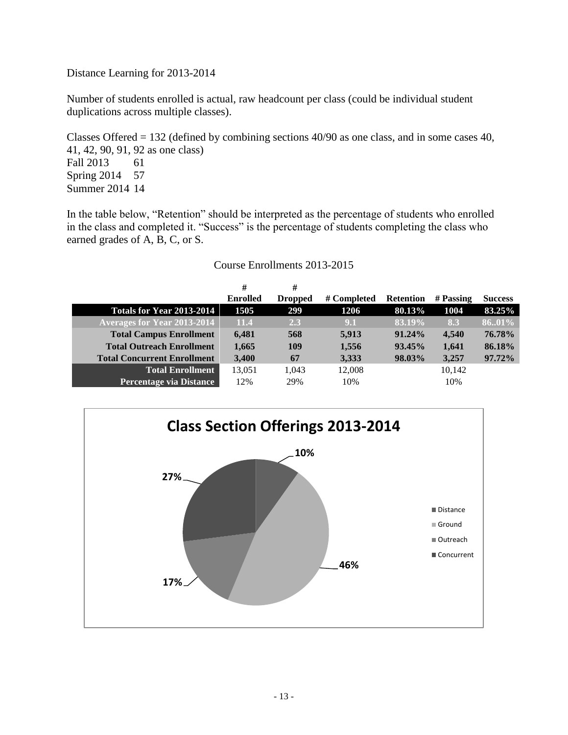Distance Learning for 2013-2014

Number of students enrolled is actual, raw headcount per class (could be individual student duplications across multiple classes).

Classes Offered = 132 (defined by combining sections 40/90 as one class, and in some cases 40, 41, 42, 90, 91, 92 as one class)
Fall 2013 61
Spring 2014 57
Summer 2014 14

In the table below, "Retention" should be interpreted as the percentage of students who enrolled in the class and completed it. "Success" is the percentage of students completing the class who earned grades of A, B, C, or S.

Course Enrollments 2013-2015

| | # Enrolled | # Dropped | # Completed | Retention | # Passing | Success |
|---|---|---|---|---|---|---|
| **Totals for Year 2013-2014** | **1505** | **299** | **1206** | **80.13%** | **1004** | **83.25%** |
| **Averages for Year 2013-2014** | **11.4** | **2.3** | **9.1** | **83.19%** | **8.3** | **86..01%** |
| **Total Campus Enrollment** | **6,481** | **568** | **5,913** | **91.24%** | **4,540** | **76.78%** |
| **Total Outreach Enrollment** | **1,665** | **109** | **1,556** | **93.45%** | **1,641** | **86.18%** |
| **Total Concurrent Enrollment** | **3,400** | **67** | **3,333** | **98.03%** | **3,257** | **97.72%** |
| **Total Enrollment** | 13,051 | 1,043 | 12,008 | | 10,142 | |
| **Percentage via Distance** | 12% | 29% | 10% | | 10% | |

**Class Section Offerings 2013-2014**

| Category | Percentage |
|---|---|
| Distance | 10% |
| Ground | 46% |
| Outreach | 17% |
| Concurrent | 27% |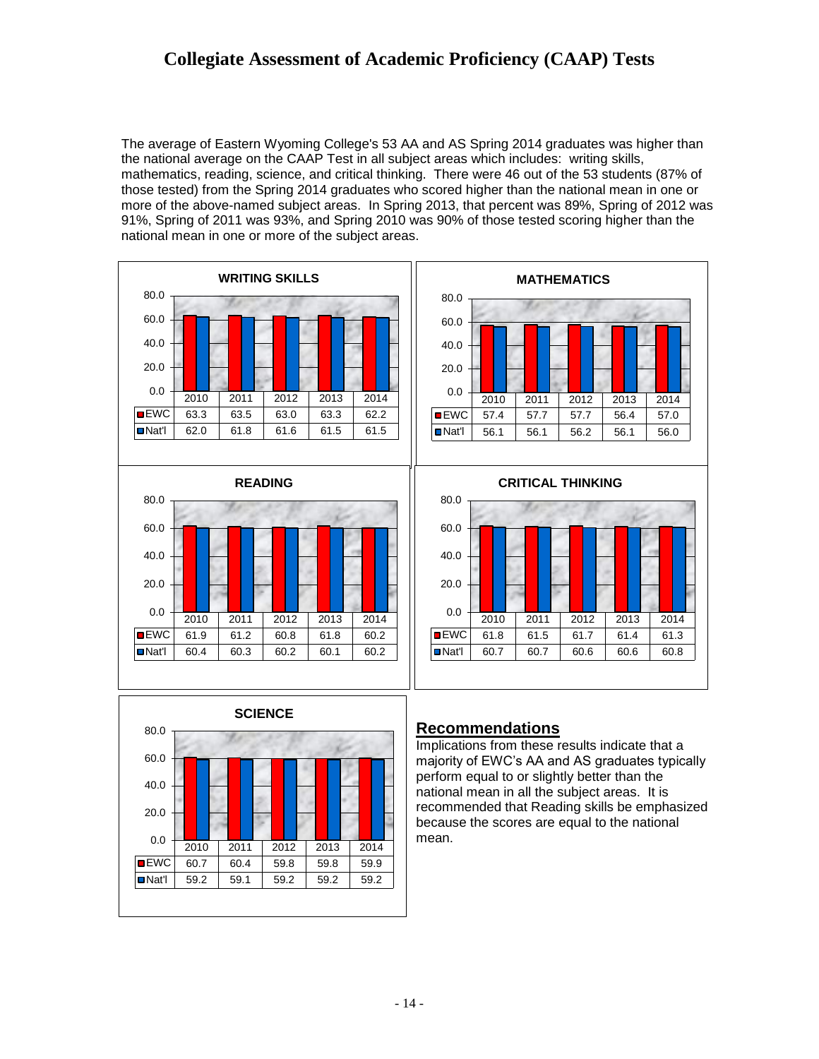# Collegiate Assessment of Academic Proficiency (CAAP) Tests

The average of Eastern Wyoming College's 53 AA and AS Spring 2014 graduates was higher than the national average on the CAAP Test in all subject areas which includes: writing skills, mathematics, reading, science, and critical thinking. There were 46 out of the 53 students (87% of those tested) from the Spring 2014 graduates who scored higher than the national mean in one or more of the above-named subject areas. In Spring 2013, that percent was 89%, Spring of 2012 was 91%, Spring of 2011 was 93%, and Spring 2010 was 90% of those tested scoring higher than the national mean in one or more of the subject areas.

**WRITING SKILLS**

| | 2010 | 2011 | 2012 | 2013 | 2014 |
|---|---|---|---|---|---|
| EWC | 63.3 | 63.5 | 63.0 | 63.3 | 62.2 |
| Nat'l | 62.0 | 61.8 | 61.6 | 61.5 | 61.5 |

**MATHEMATICS**

| | 2010 | 2011 | 2012 | 2013 | 2014 |
|---|---|---|---|---|---|
| EWC | 57.4 | 57.7 | 57.7 | 56.4 | 57.0 |
| Nat'l | 56.1 | 56.1 | 56.2 | 56.1 | 56.0 |

**READING**

| | 2010 | 2011 | 2012 | 2013 | 2014 |
|---|---|---|---|---|---|
| EWC | 61.9 | 61.2 | 60.8 | 61.8 | 60.2 |
| Nat'l | 60.4 | 60.3 | 60.2 | 60.1 | 60.2 |

**CRITICAL THINKING**

| | 2010 | 2011 | 2012 | 2013 | 2014 |
|---|---|---|---|---|---|
| EWC | 61.8 | 61.5 | 61.7 | 61.4 | 61.3 |
| Nat'l | 60.7 | 60.7 | 60.6 | 60.6 | 60.8 |

**SCIENCE**

| | 2010 | 2011 | 2012 | 2013 | 2014 |
|---|---|---|---|---|---|
| EWC | 60.7 | 60.4 | 59.8 | 59.8 | 59.9 |
| Nat'l | 59.2 | 59.1 | 59.2 | 59.2 | 59.2 |

## Recommendations

Implications from these results indicate that a majority of EWC's AA and AS graduates typically perform equal to or slightly better than the national mean in all the subject areas. It is recommended that Reading skills be emphasized because the scores are equal to the national mean.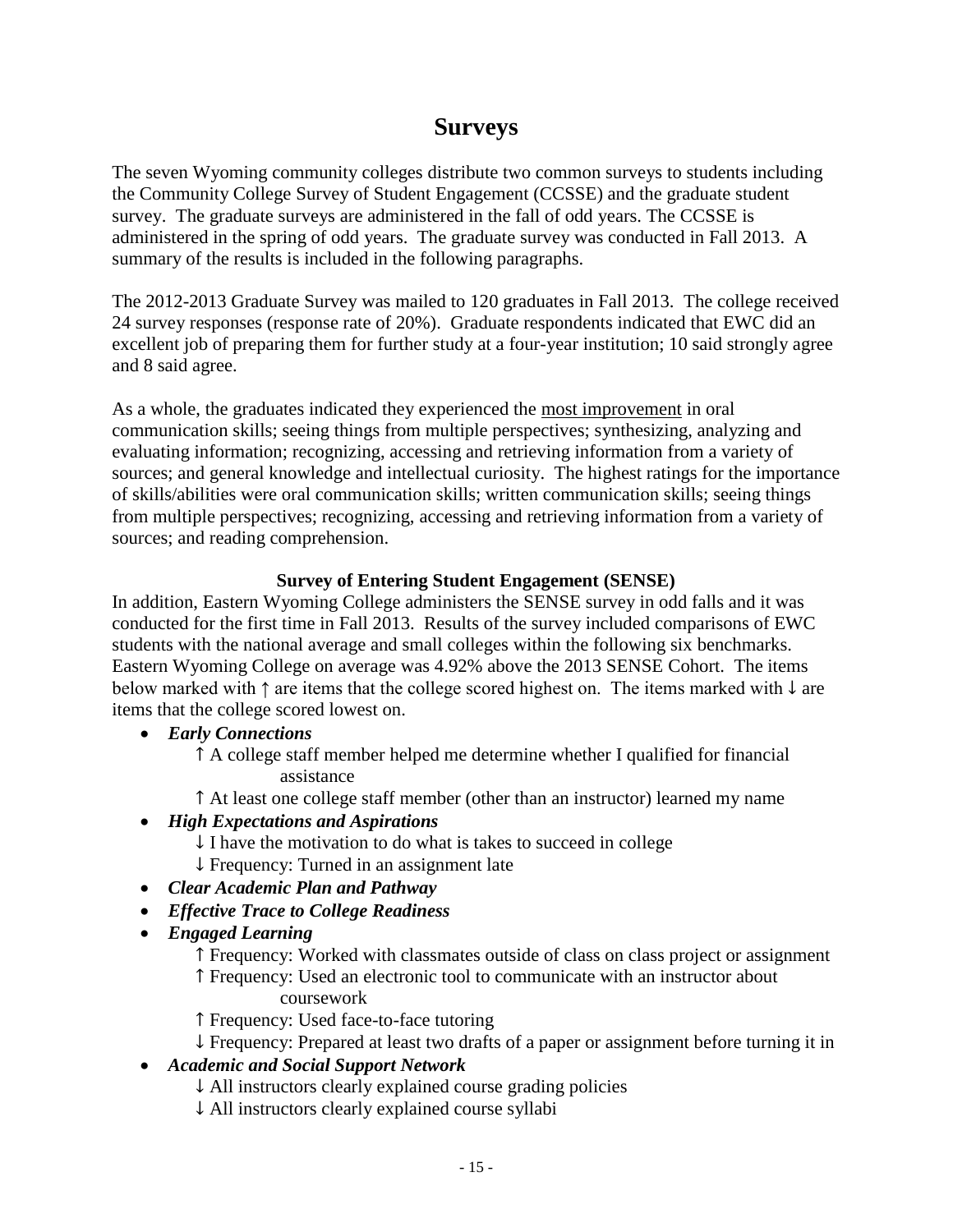# Surveys

The seven Wyoming community colleges distribute two common surveys to students including the Community College Survey of Student Engagement (CCSSE) and the graduate student survey. The graduate surveys are administered in the fall of odd years. The CCSSE is administered in the spring of odd years. The graduate survey was conducted in Fall 2013. A summary of the results is included in the following paragraphs.

The 2012-2013 Graduate Survey was mailed to 120 graduates in Fall 2013. The college received 24 survey responses (response rate of 20%). Graduate respondents indicated that EWC did an excellent job of preparing them for further study at a four-year institution; 10 said strongly agree and 8 said agree.

As a whole, the graduates indicated they experienced the <u>most improvement</u> in oral communication skills; seeing things from multiple perspectives; synthesizing, analyzing and evaluating information; recognizing, accessing and retrieving information from a variety of sources; and general knowledge and intellectual curiosity. The highest ratings for the importance of skills/abilities were oral communication skills; written communication skills; seeing things from multiple perspectives; recognizing, accessing and retrieving information from a variety of sources; and reading comprehension.

**Survey of Entering Student Engagement (SENSE)**

In addition, Eastern Wyoming College administers the SENSE survey in odd falls and it was conducted for the first time in Fall 2013. Results of the survey included comparisons of EWC students with the national average and small colleges within the following six benchmarks. Eastern Wyoming College on average was 4.92% above the 2013 SENSE Cohort. The items below marked with ↑ are items that the college scored highest on. The items marked with ↓ are items that the college scored lowest on.

- ***Early Connections***
  - ↑ A college staff member helped me determine whether I qualified for financial assistance
  - ↑ At least one college staff member (other than an instructor) learned my name
- ***High Expectations and Aspirations***
  - ↓ I have the motivation to do what is takes to succeed in college
  - ↓ Frequency: Turned in an assignment late
- ***Clear Academic Plan and Pathway***
- ***Effective Trace to College Readiness***
- ***Engaged Learning***
  - ↑ Frequency: Worked with classmates outside of class on class project or assignment
  - ↑ Frequency: Used an electronic tool to communicate with an instructor about coursework
  - ↑ Frequency: Used face-to-face tutoring
  - ↓ Frequency: Prepared at least two drafts of a paper or assignment before turning it in
- ***Academic and Social Support Network***
  - ↓ All instructors clearly explained course grading policies
  - ↓ All instructors clearly explained course syllabi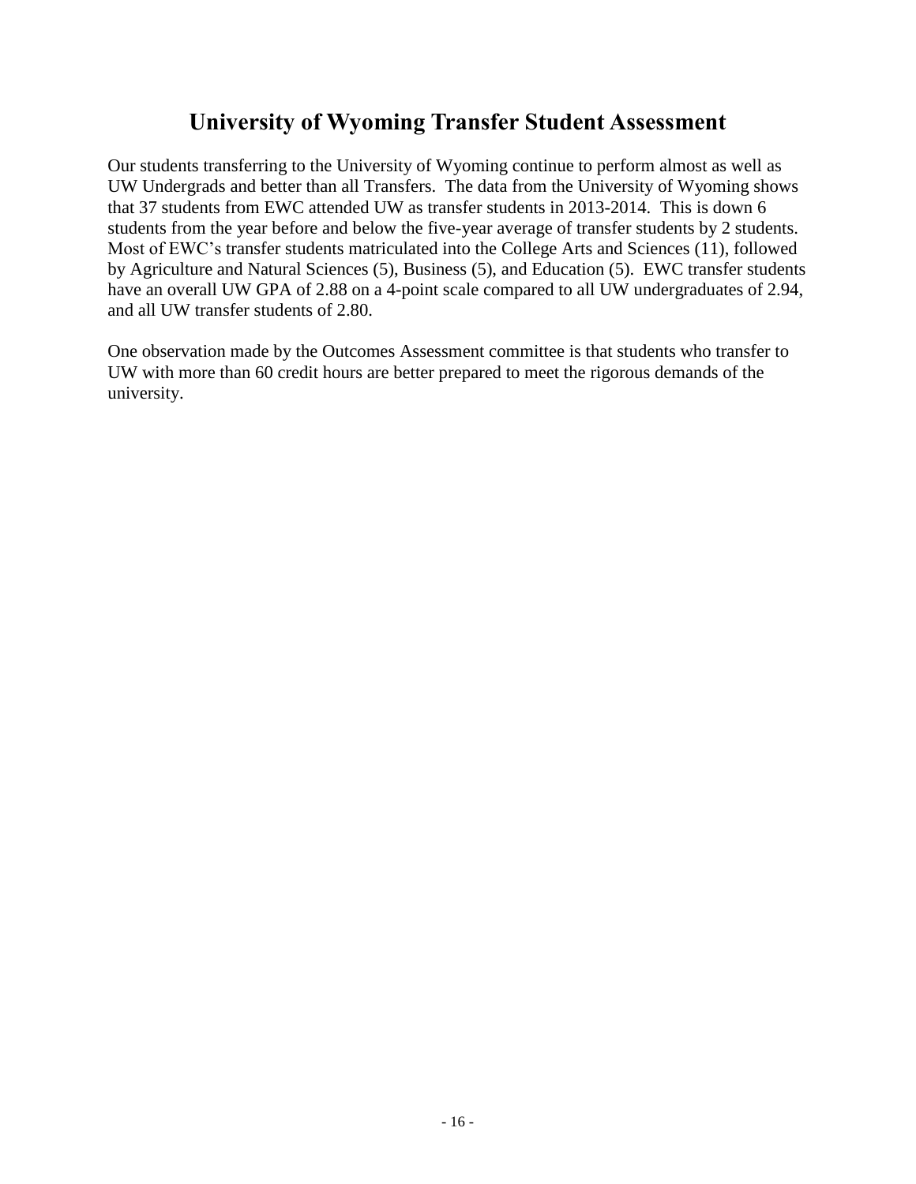# University of Wyoming Transfer Student Assessment

Our students transferring to the University of Wyoming continue to perform almost as well as UW Undergrads and better than all Transfers. The data from the University of Wyoming shows that 37 students from EWC attended UW as transfer students in 2013-2014. This is down 6 students from the year before and below the five-year average of transfer students by 2 students. Most of EWC's transfer students matriculated into the College Arts and Sciences (11), followed by Agriculture and Natural Sciences (5), Business (5), and Education (5). EWC transfer students have an overall UW GPA of 2.88 on a 4-point scale compared to all UW undergraduates of 2.94, and all UW transfer students of 2.80.

One observation made by the Outcomes Assessment committee is that students who transfer to UW with more than 60 credit hours are better prepared to meet the rigorous demands of the university.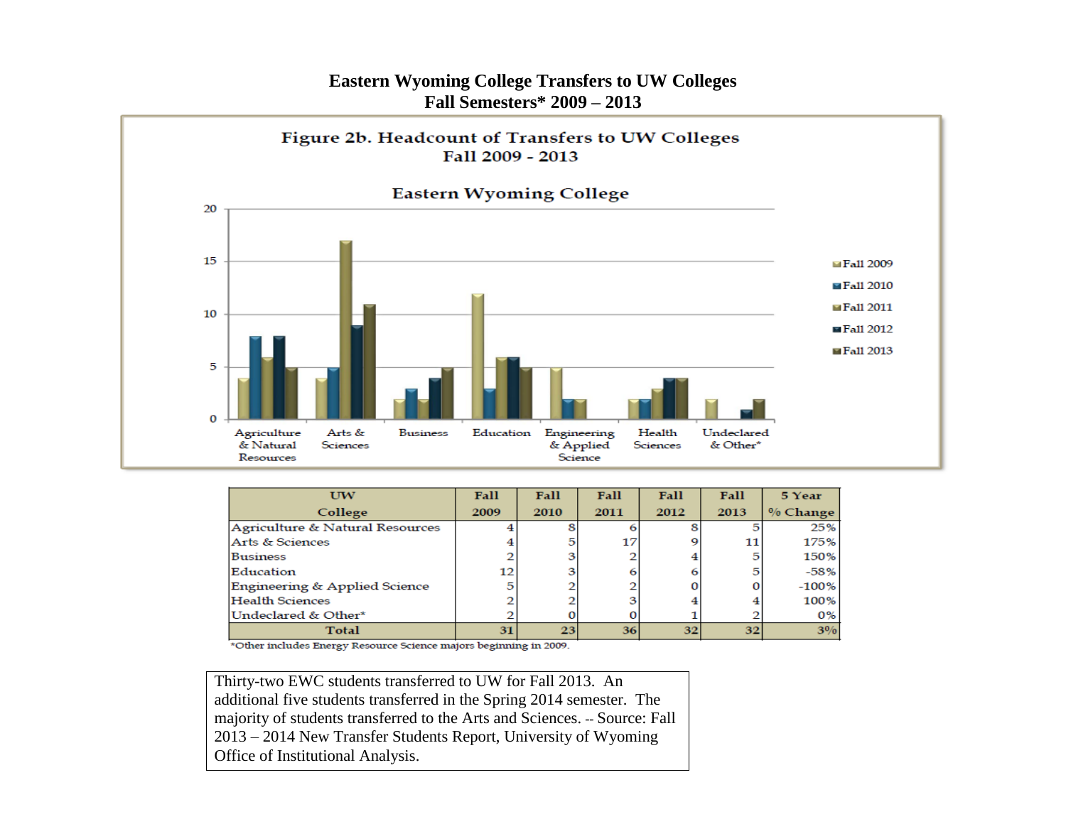# Eastern Wyoming College Transfers to UW Colleges
## Fall Semesters* 2009 – 2013

Figure 2b. Headcount of Transfers to UW Colleges
Fall 2009 - 2013

Eastern Wyoming College

| UW College | Fall 2009 | Fall 2010 | Fall 2011 | Fall 2012 | Fall 2013 | 5 Year % Change |
|---|---|---|---|---|---|---|
| Agriculture & Natural Resources | 4 | 8 | 6 | 8 | 5 | 25% |
| Arts & Sciences | 4 | 5 | 17 | 9 | 11 | 175% |
| Business | 2 | 3 | 2 | 4 | 5 | 150% |
| Education | 12 | 3 | 6 | 6 | 5 | -58% |
| Engineering & Applied Science | 5 | 2 | 2 | 0 | 0 | -100% |
| Health Sciences | 2 | 2 | 3 | 4 | 4 | 100% |
| Undeclared & Other* | 2 | 0 | 0 | 1 | 2 | 0% |
| **Total** | **31** | **23** | **36** | **32** | **32** | **3%** |

*Other includes Energy Resource Science majors beginning in 2009.

Thirty-two EWC students transferred to UW for Fall 2013. An additional five students transferred in the Spring 2014 semester. The majority of students transferred to the Arts and Sciences. -- Source: Fall 2013 – 2014 New Transfer Students Report, University of Wyoming Office of Institutional Analysis.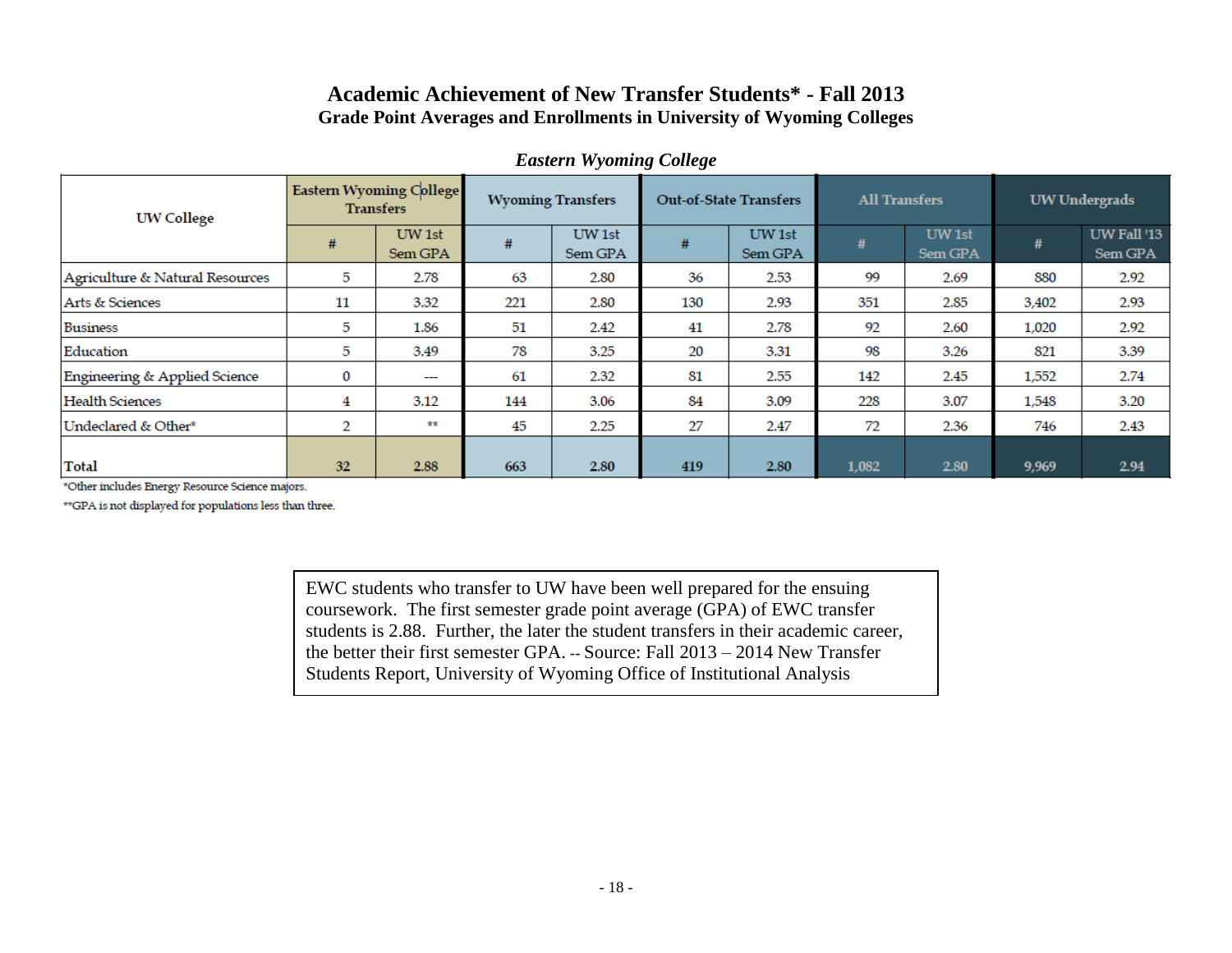# Academic Achievement of New Transfer Students* - Fall 2013

## Grade Point Averages and Enrollments in University of Wyoming Colleges

### *Eastern Wyoming College*

| UW College | Eastern Wyoming College Transfers | | Wyoming Transfers | | Out-of-State Transfers | | All Transfers | | UW Undergrads | |
|---|---|---|---|---|---|---|---|---|---|---|
| | # | UW 1st Sem GPA | # | UW 1st Sem GPA | # | UW 1st Sem GPA | # | UW 1st Sem GPA | # | UW Fall '13 Sem GPA |
| Agriculture & Natural Resources | 5 | 2.78 | 63 | 2.80 | 36 | 2.53 | 99 | 2.69 | 880 | 2.92 |
| Arts & Sciences | 11 | 3.32 | 221 | 2.80 | 130 | 2.93 | 351 | 2.85 | 3,402 | 2.93 |
| Business | 5 | 1.86 | 51 | 2.42 | 41 | 2.78 | 92 | 2.60 | 1,020 | 2.92 |
| Education | 5 | 3.49 | 78 | 3.25 | 20 | 3.31 | 98 | 3.26 | 821 | 3.39 |
| Engineering & Applied Science | 0 | --- | 61 | 2.32 | 81 | 2.55 | 142 | 2.45 | 1,552 | 2.74 |
| Health Sciences | 4 | 3.12 | 144 | 3.06 | 84 | 3.09 | 228 | 3.07 | 1,548 | 3.20 |
| Undeclared & Other* | 2 | ** | 45 | 2.25 | 27 | 2.47 | 72 | 2.36 | 746 | 2.43 |
| Total | 32 | 2.88 | 663 | 2.80 | 419 | 2.80 | 1,082 | 2.80 | 9,969 | 2.94 |

*Other includes Energy Resource Science majors.

**GPA is not displayed for populations less than three.

EWC students who transfer to UW have been well prepared for the ensuing coursework. The first semester grade point average (GPA) of EWC transfer students is 2.88. Further, the later the student transfers in their academic career, the better their first semester GPA. -- Source: Fall 2013 – 2014 New Transfer Students Report, University of Wyoming Office of Institutional Analysis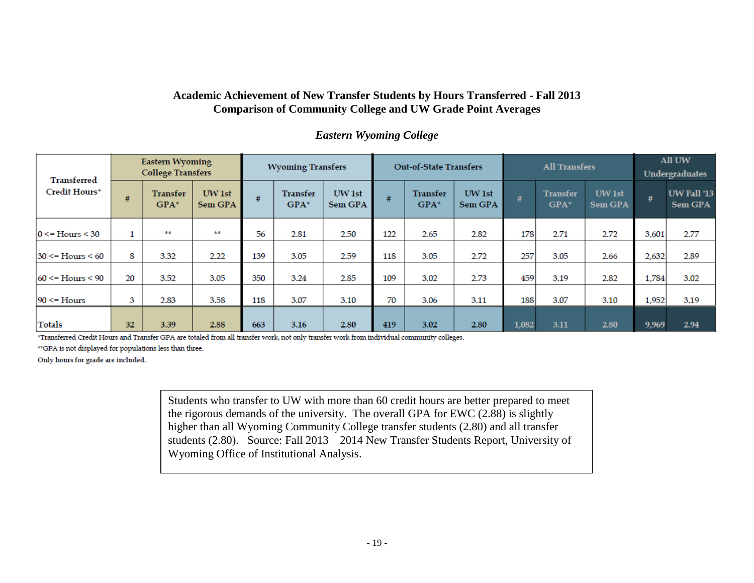## Academic Achievement of New Transfer Students by Hours Transferred - Fall 2013
## Comparison of Community College and UW Grade Point Averages

*Eastern Wyoming College*

| Transferred Credit Hours* | Eastern Wyoming College Transfers | | | Wyoming Transfers | | | Out-of-State Transfers | | | All Transfers | | | All UW Undergraduates | |
|---|---|---|---|---|---|---|---|---|---|---|---|---|---|---|
| | # | Transfer GPA* | UW 1st Sem GPA | # | Transfer GPA* | UW 1st Sem GPA | # | Transfer GPA* | UW 1st Sem GPA | # | Transfer GPA* | UW 1st Sem GPA | # | UW Fall '13 Sem GPA |
| 0 <= Hours < 30 | 1 | ** | ** | 56 | 2.81 | 2.50 | 122 | 2.65 | 2.82 | 178 | 2.71 | 2.72 | 3,601 | 2.77 |
| 30 <= Hours < 60 | 8 | 3.32 | 2.22 | 139 | 3.05 | 2.59 | 118 | 3.05 | 2.72 | 257 | 3.05 | 2.66 | 2,632 | 2.89 |
| 60 <= Hours < 90 | 20 | 3.52 | 3.05 | 350 | 3.24 | 2.85 | 109 | 3.02 | 2.73 | 459 | 3.19 | 2.82 | 1,784 | 3.02 |
| 90 <= Hours | 3 | 2.83 | 3.58 | 118 | 3.07 | 3.10 | 70 | 3.06 | 3.11 | 188 | 3.07 | 3.10 | 1,952 | 3.19 |
| Totals | 32 | 3.39 | 2.88 | 663 | 3.16 | 2.80 | 419 | 3.02 | 2.80 | 1,082 | 3.11 | 2.80 | 9,969 | 2.94 |

*Transferred Credit Hours and Transfer GPA are totaled from all transfer work, not only transfer work from individual community colleges.

**GPA is not displayed for populations less than three.

Only hours for grade are included.

Students who transfer to UW with more than 60 credit hours are better prepared to meet the rigorous demands of the university. The overall GPA for EWC (2.88) is slightly higher than all Wyoming Community College transfer students (2.80) and all transfer students (2.80). Source: Fall 2013 – 2014 New Transfer Students Report, University of Wyoming Office of Institutional Analysis.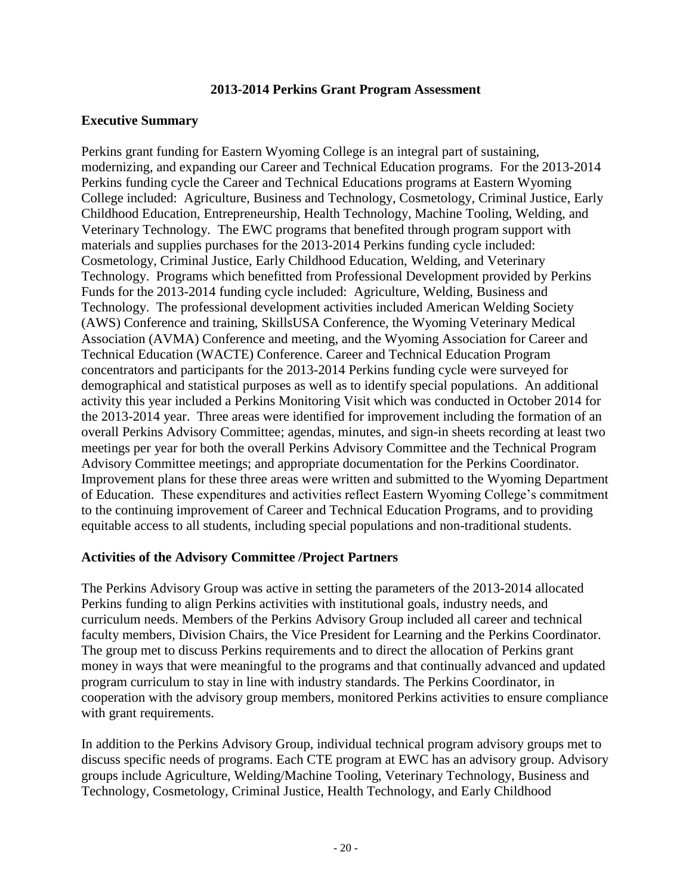## 2013-2014 Perkins Grant Program Assessment

### Executive Summary

Perkins grant funding for Eastern Wyoming College is an integral part of sustaining, modernizing, and expanding our Career and Technical Education programs. For the 2013-2014 Perkins funding cycle the Career and Technical Educations programs at Eastern Wyoming College included: Agriculture, Business and Technology, Cosmetology, Criminal Justice, Early Childhood Education, Entrepreneurship, Health Technology, Machine Tooling, Welding, and Veterinary Technology. The EWC programs that benefited through program support with materials and supplies purchases for the 2013-2014 Perkins funding cycle included: Cosmetology, Criminal Justice, Early Childhood Education, Welding, and Veterinary Technology. Programs which benefitted from Professional Development provided by Perkins Funds for the 2013-2014 funding cycle included: Agriculture, Welding, Business and Technology. The professional development activities included American Welding Society (AWS) Conference and training, SkillsUSA Conference, the Wyoming Veterinary Medical Association (AVMA) Conference and meeting, and the Wyoming Association for Career and Technical Education (WACTE) Conference. Career and Technical Education Program concentrators and participants for the 2013-2014 Perkins funding cycle were surveyed for demographical and statistical purposes as well as to identify special populations. An additional activity this year included a Perkins Monitoring Visit which was conducted in October 2014 for the 2013-2014 year. Three areas were identified for improvement including the formation of an overall Perkins Advisory Committee; agendas, minutes, and sign-in sheets recording at least two meetings per year for both the overall Perkins Advisory Committee and the Technical Program Advisory Committee meetings; and appropriate documentation for the Perkins Coordinator. Improvement plans for these three areas were written and submitted to the Wyoming Department of Education. These expenditures and activities reflect Eastern Wyoming College's commitment to the continuing improvement of Career and Technical Education Programs, and to providing equitable access to all students, including special populations and non-traditional students.

### Activities of the Advisory Committee /Project Partners

The Perkins Advisory Group was active in setting the parameters of the 2013-2014 allocated Perkins funding to align Perkins activities with institutional goals, industry needs, and curriculum needs. Members of the Perkins Advisory Group included all career and technical faculty members, Division Chairs, the Vice President for Learning and the Perkins Coordinator. The group met to discuss Perkins requirements and to direct the allocation of Perkins grant money in ways that were meaningful to the programs and that continually advanced and updated program curriculum to stay in line with industry standards. The Perkins Coordinator, in cooperation with the advisory group members, monitored Perkins activities to ensure compliance with grant requirements.

In addition to the Perkins Advisory Group, individual technical program advisory groups met to discuss specific needs of programs. Each CTE program at EWC has an advisory group. Advisory groups include Agriculture, Welding/Machine Tooling, Veterinary Technology, Business and Technology, Cosmetology, Criminal Justice, Health Technology, and Early Childhood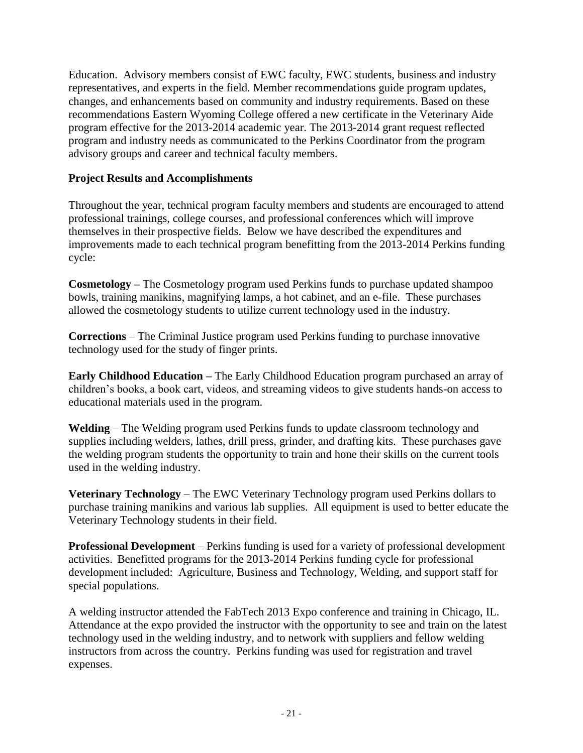Education. Advisory members consist of EWC faculty, EWC students, business and industry representatives, and experts in the field. Member recommendations guide program updates, changes, and enhancements based on community and industry requirements. Based on these recommendations Eastern Wyoming College offered a new certificate in the Veterinary Aide program effective for the 2013-2014 academic year. The 2013-2014 grant request reflected program and industry needs as communicated to the Perkins Coordinator from the program advisory groups and career and technical faculty members.

**Project Results and Accomplishments**

Throughout the year, technical program faculty members and students are encouraged to attend professional trainings, college courses, and professional conferences which will improve themselves in their prospective fields. Below we have described the expenditures and improvements made to each technical program benefitting from the 2013-2014 Perkins funding cycle:

**Cosmetology –** The Cosmetology program used Perkins funds to purchase updated shampoo bowls, training manikins, magnifying lamps, a hot cabinet, and an e-file. These purchases allowed the cosmetology students to utilize current technology used in the industry.

**Corrections** – The Criminal Justice program used Perkins funding to purchase innovative technology used for the study of finger prints.

**Early Childhood Education –** The Early Childhood Education program purchased an array of children's books, a book cart, videos, and streaming videos to give students hands-on access to educational materials used in the program.

**Welding** – The Welding program used Perkins funds to update classroom technology and supplies including welders, lathes, drill press, grinder, and drafting kits. These purchases gave the welding program students the opportunity to train and hone their skills on the current tools used in the welding industry.

**Veterinary Technology** – The EWC Veterinary Technology program used Perkins dollars to purchase training manikins and various lab supplies. All equipment is used to better educate the Veterinary Technology students in their field.

**Professional Development** – Perkins funding is used for a variety of professional development activities. Benefitted programs for the 2013-2014 Perkins funding cycle for professional development included: Agriculture, Business and Technology, Welding, and support staff for special populations.

A welding instructor attended the FabTech 2013 Expo conference and training in Chicago, IL. Attendance at the expo provided the instructor with the opportunity to see and train on the latest technology used in the welding industry, and to network with suppliers and fellow welding instructors from across the country. Perkins funding was used for registration and travel expenses.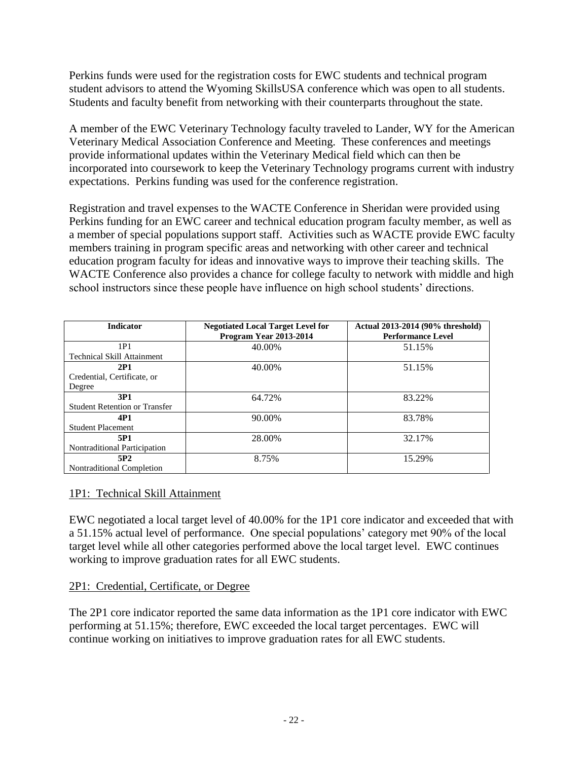Perkins funds were used for the registration costs for EWC students and technical program student advisors to attend the Wyoming SkillsUSA conference which was open to all students. Students and faculty benefit from networking with their counterparts throughout the state.

A member of the EWC Veterinary Technology faculty traveled to Lander, WY for the American Veterinary Medical Association Conference and Meeting. These conferences and meetings provide informational updates within the Veterinary Medical field which can then be incorporated into coursework to keep the Veterinary Technology programs current with industry expectations. Perkins funding was used for the conference registration.

Registration and travel expenses to the WACTE Conference in Sheridan were provided using Perkins funding for an EWC career and technical education program faculty member, as well as a member of special populations support staff. Activities such as WACTE provide EWC faculty members training in program specific areas and networking with other career and technical education program faculty for ideas and innovative ways to improve their teaching skills. The WACTE Conference also provides a chance for college faculty to network with middle and high school instructors since these people have influence on high school students' directions.

| Indicator | Negotiated Local Target Level for Program Year 2013-2014 | Actual 2013-2014 (90% threshold) Performance Level |
|---|---|---|
| 1P1 Technical Skill Attainment | 40.00% | 51.15% |
| **2P1** Credential, Certificate, or Degree | 40.00% | 51.15% |
| **3P1** Student Retention or Transfer | 64.72% | 83.22% |
| **4P1** Student Placement | 90.00% | 83.78% |
| **5P1** Nontraditional Participation | 28.00% | 32.17% |
| **5P2** Nontraditional Completion | 8.75% | 15.29% |

1P1: Technical Skill Attainment

EWC negotiated a local target level of 40.00% for the 1P1 core indicator and exceeded that with a 51.15% actual level of performance. One special populations' category met 90% of the local target level while all other categories performed above the local target level. EWC continues working to improve graduation rates for all EWC students.

2P1: Credential, Certificate, or Degree

The 2P1 core indicator reported the same data information as the 1P1 core indicator with EWC performing at 51.15%; therefore, EWC exceeded the local target percentages. EWC will continue working on initiatives to improve graduation rates for all EWC students.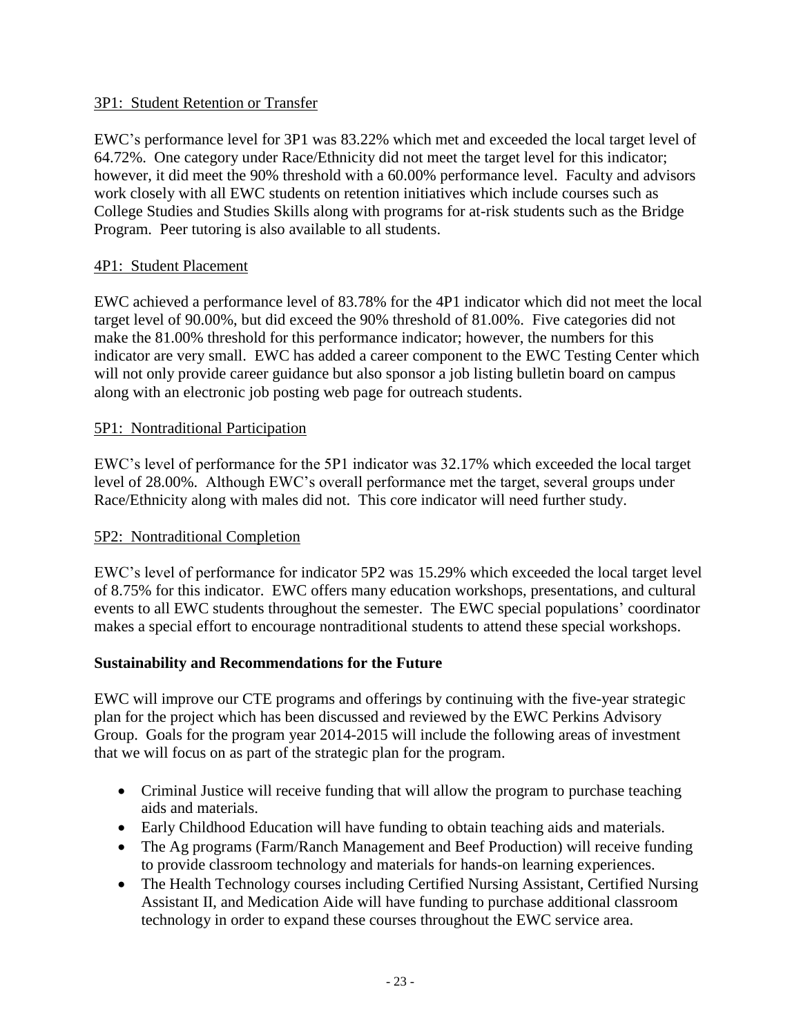3P1: Student Retention or Transfer

EWC's performance level for 3P1 was 83.22% which met and exceeded the local target level of 64.72%. One category under Race/Ethnicity did not meet the target level for this indicator; however, it did meet the 90% threshold with a 60.00% performance level. Faculty and advisors work closely with all EWC students on retention initiatives which include courses such as College Studies and Studies Skills along with programs for at-risk students such as the Bridge Program. Peer tutoring is also available to all students.

4P1: Student Placement

EWC achieved a performance level of 83.78% for the 4P1 indicator which did not meet the local target level of 90.00%, but did exceed the 90% threshold of 81.00%. Five categories did not make the 81.00% threshold for this performance indicator; however, the numbers for this indicator are very small. EWC has added a career component to the EWC Testing Center which will not only provide career guidance but also sponsor a job listing bulletin board on campus along with an electronic job posting web page for outreach students.

5P1: Nontraditional Participation

EWC's level of performance for the 5P1 indicator was 32.17% which exceeded the local target level of 28.00%. Although EWC's overall performance met the target, several groups under Race/Ethnicity along with males did not. This core indicator will need further study.

5P2: Nontraditional Completion

EWC's level of performance for indicator 5P2 was 15.29% which exceeded the local target level of 8.75% for this indicator. EWC offers many education workshops, presentations, and cultural events to all EWC students throughout the semester. The EWC special populations' coordinator makes a special effort to encourage nontraditional students to attend these special workshops.

**Sustainability and Recommendations for the Future**

EWC will improve our CTE programs and offerings by continuing with the five-year strategic plan for the project which has been discussed and reviewed by the EWC Perkins Advisory Group. Goals for the program year 2014-2015 will include the following areas of investment that we will focus on as part of the strategic plan for the program.

- Criminal Justice will receive funding that will allow the program to purchase teaching aids and materials.
- Early Childhood Education will have funding to obtain teaching aids and materials.
- The Ag programs (Farm/Ranch Management and Beef Production) will receive funding to provide classroom technology and materials for hands-on learning experiences.
- The Health Technology courses including Certified Nursing Assistant, Certified Nursing Assistant II, and Medication Aide will have funding to purchase additional classroom technology in order to expand these courses throughout the EWC service area.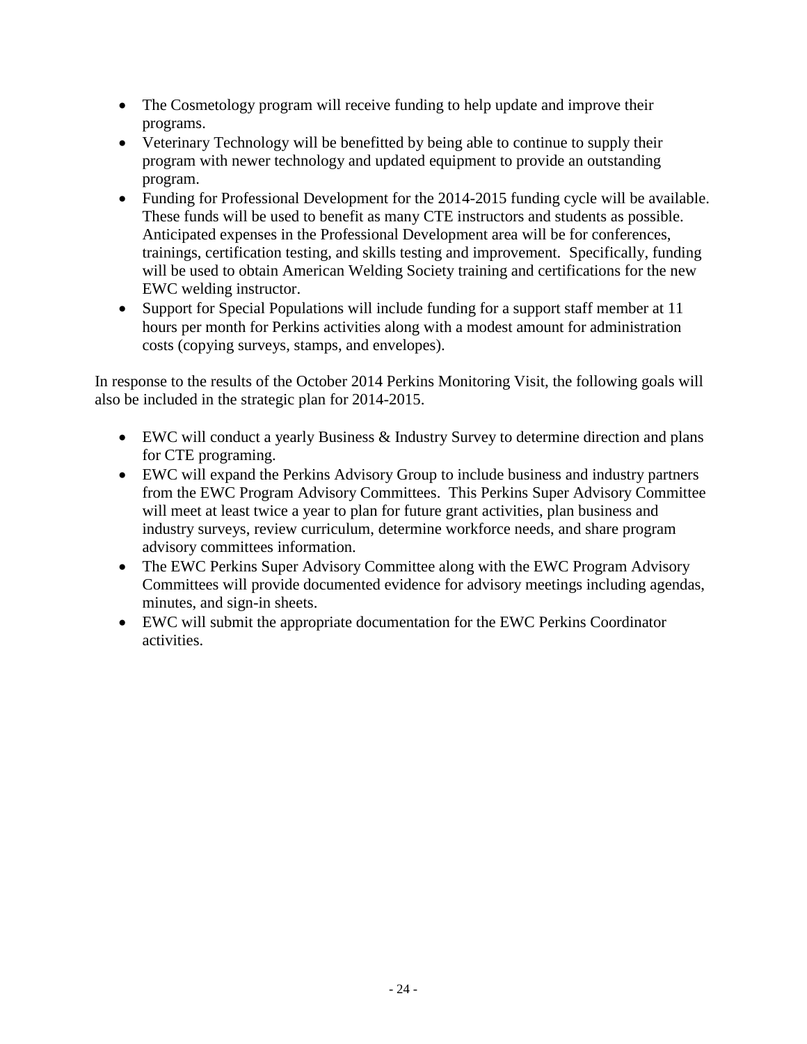- The Cosmetology program will receive funding to help update and improve their programs.
- Veterinary Technology will be benefitted by being able to continue to supply their program with newer technology and updated equipment to provide an outstanding program.
- Funding for Professional Development for the 2014-2015 funding cycle will be available. These funds will be used to benefit as many CTE instructors and students as possible. Anticipated expenses in the Professional Development area will be for conferences, trainings, certification testing, and skills testing and improvement. Specifically, funding will be used to obtain American Welding Society training and certifications for the new EWC welding instructor.
- Support for Special Populations will include funding for a support staff member at 11 hours per month for Perkins activities along with a modest amount for administration costs (copying surveys, stamps, and envelopes).

In response to the results of the October 2014 Perkins Monitoring Visit, the following goals will also be included in the strategic plan for 2014-2015.

- EWC will conduct a yearly Business & Industry Survey to determine direction and plans for CTE programing.
- EWC will expand the Perkins Advisory Group to include business and industry partners from the EWC Program Advisory Committees. This Perkins Super Advisory Committee will meet at least twice a year to plan for future grant activities, plan business and industry surveys, review curriculum, determine workforce needs, and share program advisory committees information.
- The EWC Perkins Super Advisory Committee along with the EWC Program Advisory Committees will provide documented evidence for advisory meetings including agendas, minutes, and sign-in sheets.
- EWC will submit the appropriate documentation for the EWC Perkins Coordinator activities.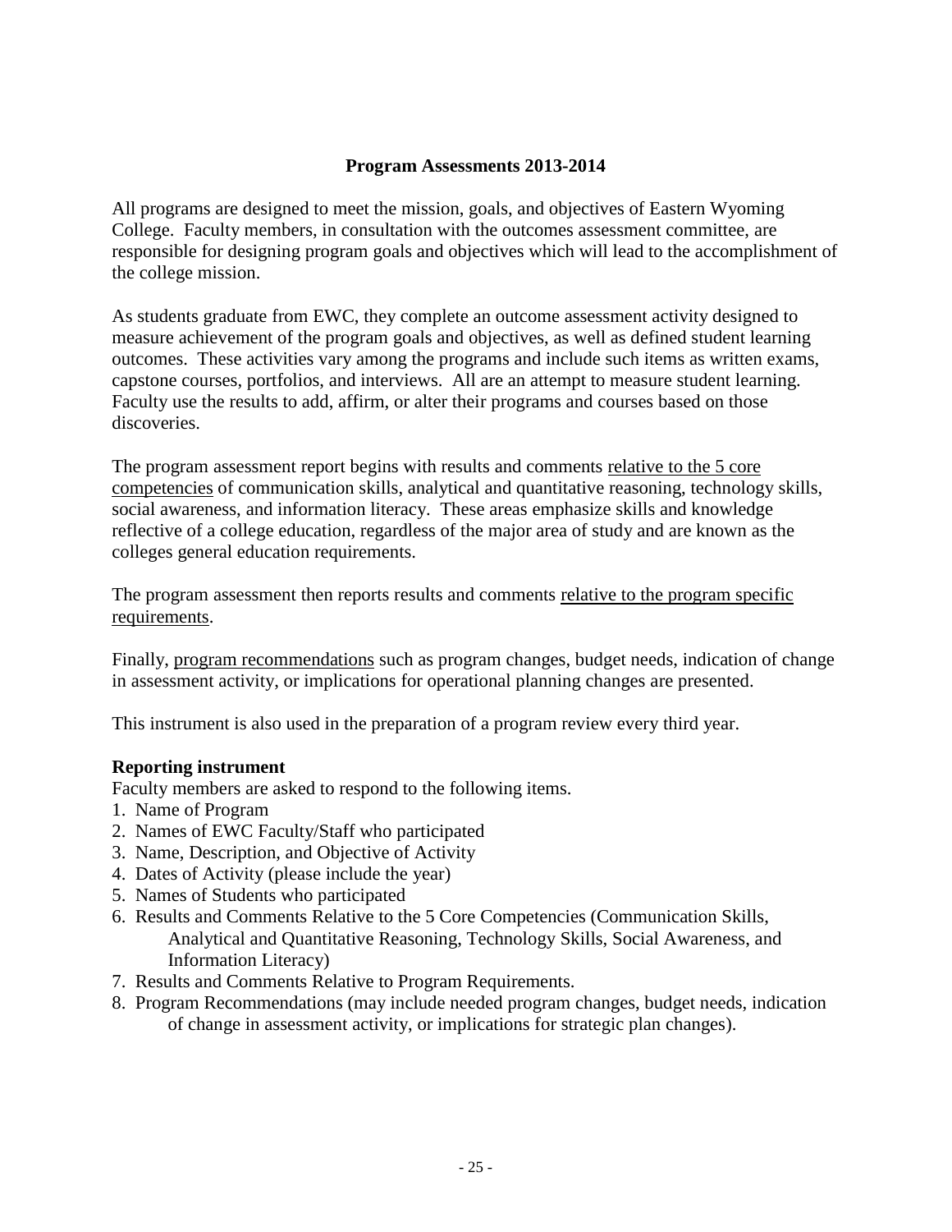## Program Assessments 2013-2014

All programs are designed to meet the mission, goals, and objectives of Eastern Wyoming College. Faculty members, in consultation with the outcomes assessment committee, are responsible for designing program goals and objectives which will lead to the accomplishment of the college mission.

As students graduate from EWC, they complete an outcome assessment activity designed to measure achievement of the program goals and objectives, as well as defined student learning outcomes. These activities vary among the programs and include such items as written exams, capstone courses, portfolios, and interviews. All are an attempt to measure student learning. Faculty use the results to add, affirm, or alter their programs and courses based on those discoveries.

The program assessment report begins with results and comments <u>relative to the 5 core competencies</u> of communication skills, analytical and quantitative reasoning, technology skills, social awareness, and information literacy. These areas emphasize skills and knowledge reflective of a college education, regardless of the major area of study and are known as the colleges general education requirements.

The program assessment then reports results and comments <u>relative to the program specific requirements</u>.

Finally, <u>program recommendations</u> such as program changes, budget needs, indication of change in assessment activity, or implications for operational planning changes are presented.

This instrument is also used in the preparation of a program review every third year.

**Reporting instrument**

Faculty members are asked to respond to the following items.

1. Name of Program
2. Names of EWC Faculty/Staff who participated
3. Name, Description, and Objective of Activity
4. Dates of Activity (please include the year)
5. Names of Students who participated
6. Results and Comments Relative to the 5 Core Competencies (Communication Skills, Analytical and Quantitative Reasoning, Technology Skills, Social Awareness, and Information Literacy)
7. Results and Comments Relative to Program Requirements.
8. Program Recommendations (may include needed program changes, budget needs, indication of change in assessment activity, or implications for strategic plan changes).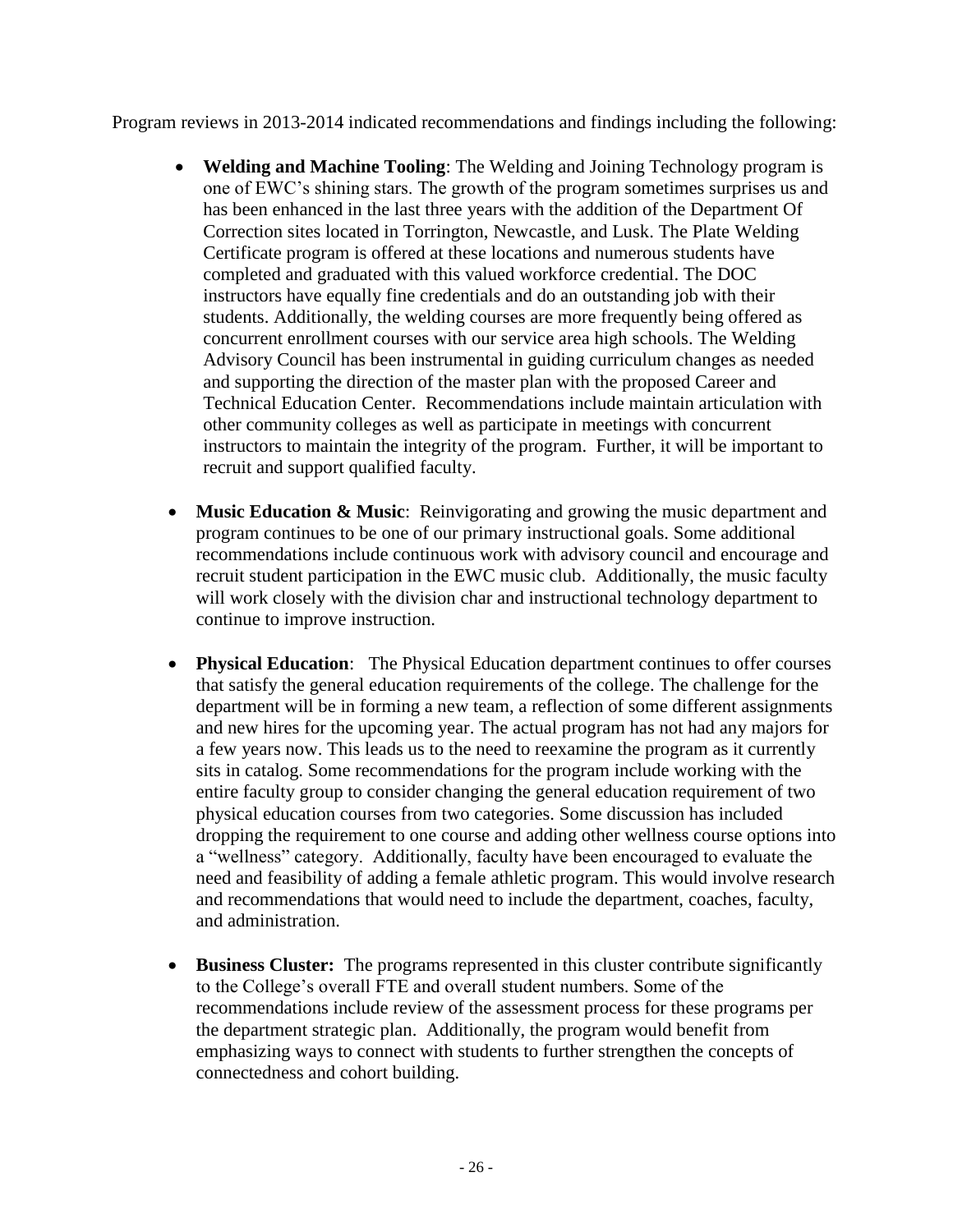Program reviews in 2013-2014 indicated recommendations and findings including the following:

- **Welding and Machine Tooling**: The Welding and Joining Technology program is one of EWC's shining stars. The growth of the program sometimes surprises us and has been enhanced in the last three years with the addition of the Department Of Correction sites located in Torrington, Newcastle, and Lusk. The Plate Welding Certificate program is offered at these locations and numerous students have completed and graduated with this valued workforce credential. The DOC instructors have equally fine credentials and do an outstanding job with their students. Additionally, the welding courses are more frequently being offered as concurrent enrollment courses with our service area high schools. The Welding Advisory Council has been instrumental in guiding curriculum changes as needed and supporting the direction of the master plan with the proposed Career and Technical Education Center. Recommendations include maintain articulation with other community colleges as well as participate in meetings with concurrent instructors to maintain the integrity of the program. Further, it will be important to recruit and support qualified faculty.

- **Music Education & Music**: Reinvigorating and growing the music department and program continues to be one of our primary instructional goals. Some additional recommendations include continuous work with advisory council and encourage and recruit student participation in the EWC music club. Additionally, the music faculty will work closely with the division char and instructional technology department to continue to improve instruction.

- **Physical Education**: The Physical Education department continues to offer courses that satisfy the general education requirements of the college. The challenge for the department will be in forming a new team, a reflection of some different assignments and new hires for the upcoming year. The actual program has not had any majors for a few years now. This leads us to the need to reexamine the program as it currently sits in catalog. Some recommendations for the program include working with the entire faculty group to consider changing the general education requirement of two physical education courses from two categories. Some discussion has included dropping the requirement to one course and adding other wellness course options into a "wellness" category. Additionally, faculty have been encouraged to evaluate the need and feasibility of adding a female athletic program. This would involve research and recommendations that would need to include the department, coaches, faculty, and administration.

- **Business Cluster:** The programs represented in this cluster contribute significantly to the College's overall FTE and overall student numbers. Some of the recommendations include review of the assessment process for these programs per the department strategic plan. Additionally, the program would benefit from emphasizing ways to connect with students to further strengthen the concepts of connectedness and cohort building.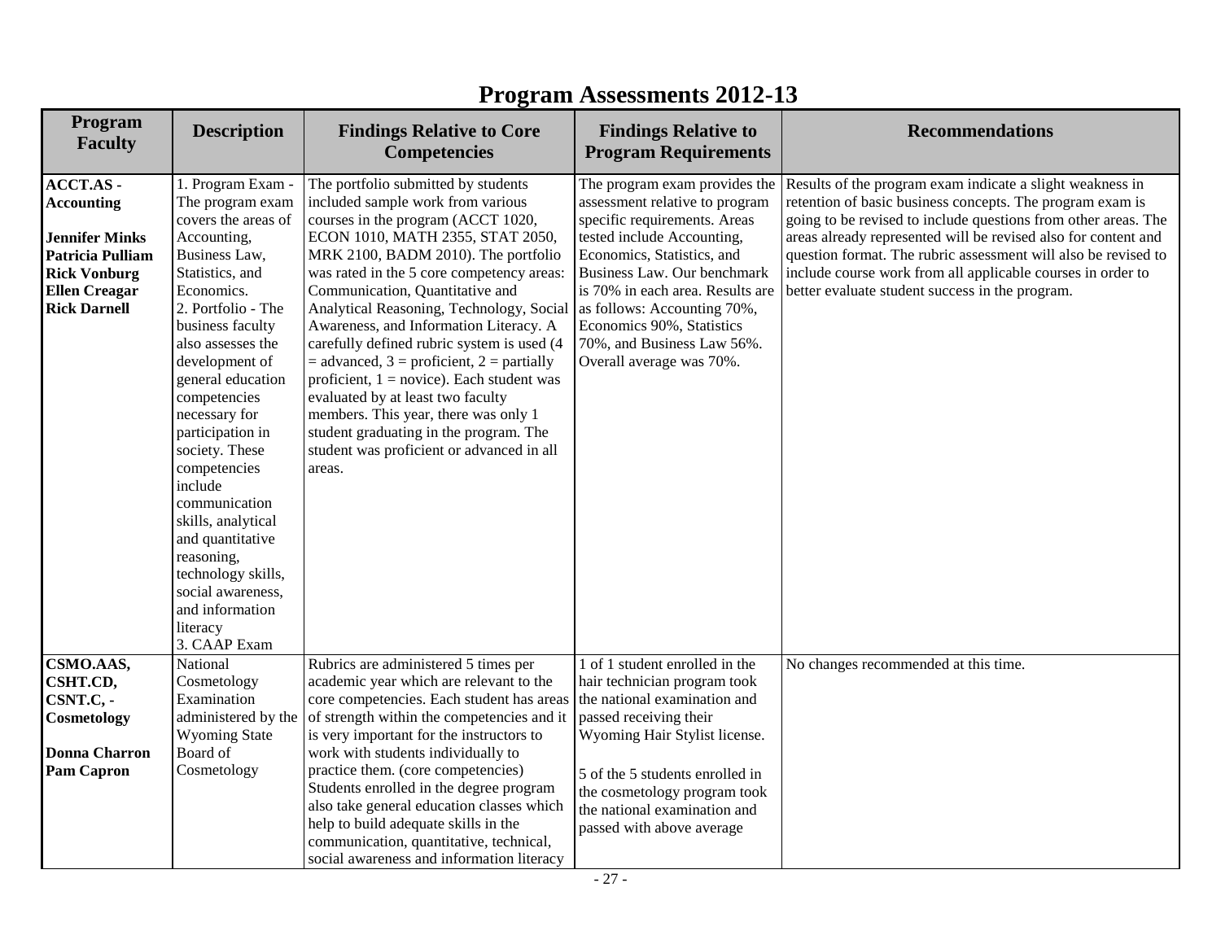# Program Assessments 2012-13

| Program Faculty | Description | Findings Relative to Core Competencies | Findings Relative to Program Requirements | Recommendations |
|---|---|---|---|---|
| **ACCT.AS - Accounting**<br><br>**Jennifer Minks**<br>**Patricia Pulliam**<br>**Rick Vonburg**<br>**Ellen Creagar**<br>**Rick Darnell** | 1. Program Exam - The program exam covers the areas of Accounting, Business Law, Statistics, and Economics.<br>2. Portfolio - The business faculty also assesses the development of general education competencies necessary for participation in society. These competencies include communication skills, analytical and quantitative reasoning, technology skills, social awareness, and information literacy<br>3. CAAP Exam | The portfolio submitted by students included sample work from various courses in the program (ACCT 1020, ECON 1010, MATH 2355, STAT 2050, MRK 2100, BADM 2010). The portfolio was rated in the 5 core competency areas: Communication, Quantitative and Analytical Reasoning, Technology, Social Awareness, and Information Literacy. A carefully defined rubric system is used (4 = advanced, 3 = proficient, 2 = partially proficient, 1 = novice). Each student was evaluated by at least two faculty members. This year, there was only 1 student graduating in the program. The student was proficient or advanced in all areas. | The program exam provides the assessment relative to program specific requirements. Areas tested include Accounting, Economics, Statistics, and Business Law. Our benchmark is 70% in each area. Results are as follows: Accounting 70%, Economics 90%, Statistics 70%, and Business Law 56%. Overall average was 70%. | Results of the program exam indicate a slight weakness in retention of basic business concepts. The program exam is going to be revised to include questions from other areas. The areas already represented will be revised also for content and question format. The rubric assessment will also be revised to include course work from all applicable courses in order to better evaluate student success in the program. |
| **CSMO.AAS, CSHT.CD, CSNT.C, - Cosmetology**<br><br>**Donna Charron**<br>**Pam Capron** | National Cosmetology Examination administered by the Wyoming State Board of Cosmetology | Rubrics are administered 5 times per academic year which are relevant to the core competencies. Each student has areas of strength within the competencies and it is very important for the instructors to work with students individually to practice them. (core competencies) Students enrolled in the degree program also take general education classes which help to build adequate skills in the communication, quantitative, technical, social awareness and information literacy | 1 of 1 student enrolled in the hair technician program took the national examination and passed receiving their Wyoming Hair Stylist license.<br><br>5 of the 5 students enrolled in the cosmetology program took the national examination and passed with above average | No changes recommended at this time. |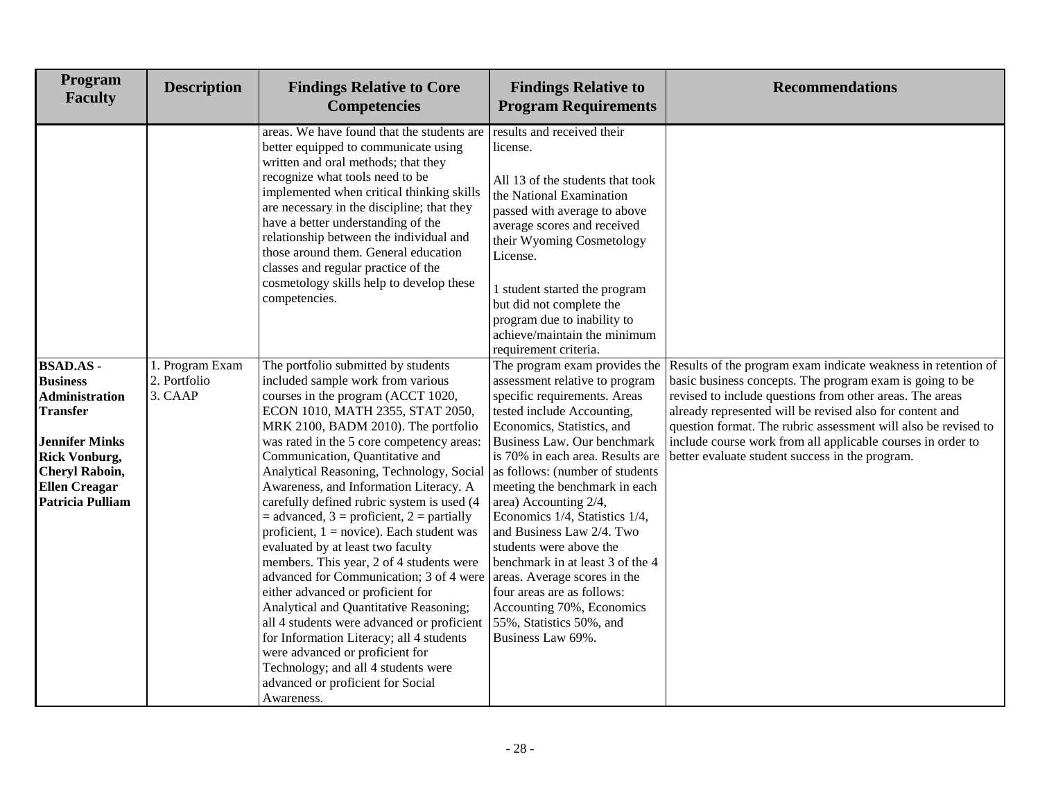| Program Faculty | Description | Findings Relative to Core Competencies | Findings Relative to Program Requirements | Recommendations |
|---|---|---|---|---|
| | | areas. We have found that the students are better equipped to communicate using written and oral methods; that they recognize what tools need to be implemented when critical thinking skills are necessary in the discipline; that they have a better understanding of the relationship between the individual and those around them. General education classes and regular practice of the cosmetology skills help to develop these competencies. | results and received their license.<br><br>All 13 of the students that took the National Examination passed with average to above average scores and received their Wyoming Cosmetology License.<br><br>1 student started the program but did not complete the program due to inability to achieve/maintain the minimum requirement criteria. | |
| **BSAD.AS - Business Administration Transfer**<br><br>**Jennifer Minks**<br>**Rick Vonburg,**<br>**Cheryl Raboin,**<br>**Ellen Creagar**<br>**Patricia Pulliam** | 1. Program Exam<br>2. Portfolio<br>3. CAAP | The portfolio submitted by students included sample work from various courses in the program (ACCT 1020, ECON 1010, MATH 2355, STAT 2050, MRK 2100, BADM 2010). The portfolio was rated in the 5 core competency areas: Communication, Quantitative and Analytical Reasoning, Technology, Social Awareness, and Information Literacy. A carefully defined rubric system is used (4 = advanced, 3 = proficient, 2 = partially proficient, 1 = novice). Each student was evaluated by at least two faculty members. This year, 2 of 4 students were advanced for Communication; 3 of 4 were either advanced or proficient for Analytical and Quantitative Reasoning; all 4 students were advanced or proficient for Information Literacy; all 4 students were advanced or proficient for Technology; and all 4 students were advanced or proficient for Social Awareness. | The program exam provides the assessment relative to program specific requirements. Areas tested include Accounting, Economics, Statistics, and Business Law. Our benchmark is 70% in each area. Results are as follows: (number of students meeting the benchmark in each area) Accounting 2/4, Economics 1/4, Statistics 1/4, and Business Law 2/4. Two students were above the benchmark in at least 3 of the 4 areas. Average scores in the four areas are as follows: Accounting 70%, Economics 55%, Statistics 50%, and Business Law 69%. | Results of the program exam indicate weakness in retention of basic business concepts. The program exam is going to be revised to include questions from other areas. The areas already represented will be revised also for content and question format. The rubric assessment will also be revised to include course work from all applicable courses in order to better evaluate student success in the program. |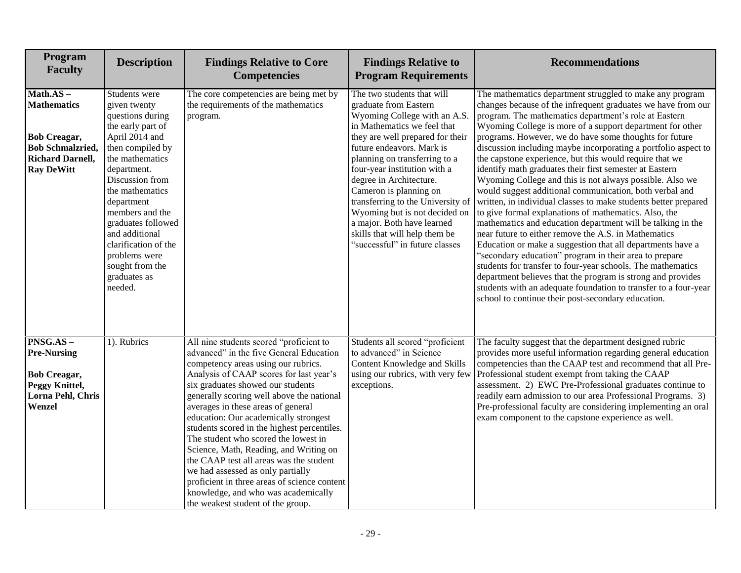| Program Faculty | Description | Findings Relative to Core Competencies | Findings Relative to Program Requirements | Recommendations |
|---|---|---|---|---|
| **Math.AS – Mathematics**<br><br>**Bob Creagar, Bob Schmalzried, Richard Darnell, Ray DeWitt** | Students were given twenty questions during the early part of April 2014 and then compiled by the mathematics department. Discussion from the mathematics department members and the graduates followed and additional clarification of the problems were sought from the graduates as needed. | The core competencies are being met by the requirements of the mathematics program. | The two students that will graduate from Eastern Wyoming College with an A.S. in Mathematics we feel that they are well prepared for their future endeavors. Mark is planning on transferring to a four-year institution with a degree in Architecture. Cameron is planning on transferring to the University of Wyoming but is not decided on a major. Both have learned skills that will help them be "successful" in future classes | The mathematics department struggled to make any program changes because of the infrequent graduates we have from our program. The mathematics department's role at Eastern Wyoming College is more of a support department for other programs. However, we do have some thoughts for future discussion including maybe incorporating a portfolio aspect to the capstone experience, but this would require that we identify math graduates their first semester at Eastern Wyoming College and this is not always possible. Also we would suggest additional communication, both verbal and written, in individual classes to make students better prepared to give formal explanations of mathematics. Also, the mathematics and education department will be talking in the near future to either remove the A.S. in Mathematics Education or make a suggestion that all departments have a "secondary education" program in their area to prepare students for transfer to four-year schools. The mathematics department believes that the program is strong and provides students with an adequate foundation to transfer to a four-year school to continue their post-secondary education. |
| **PNSG.AS – Pre-Nursing**<br><br>**Bob Creagar, Peggy Knittel, Lorna Pehl, Chris Wenzel** | 1). Rubrics | All nine students scored "proficient to advanced" in the five General Education competency areas using our rubrics. Analysis of CAAP scores for last year's six graduates showed our students generally scoring well above the national averages in these areas of general education: Our academically strongest students scored in the highest percentiles. The student who scored the lowest in Science, Math, Reading, and Writing on the CAAP test all areas was the student we had assessed as only partially proficient in three areas of science content knowledge, and who was academically the weakest student of the group. | Students all scored "proficient to advanced" in Science Content Knowledge and Skills using our rubrics, with very few exceptions. | The faculty suggest that the department designed rubric provides more useful information regarding general education competencies than the CAAP test and recommend that all Pre-Professional student exempt from taking the CAAP assessment. 2) EWC Pre-Professional graduates continue to readily earn admission to our area Professional Programs. 3) Pre-professional faculty are considering implementing an oral exam component to the capstone experience as well. |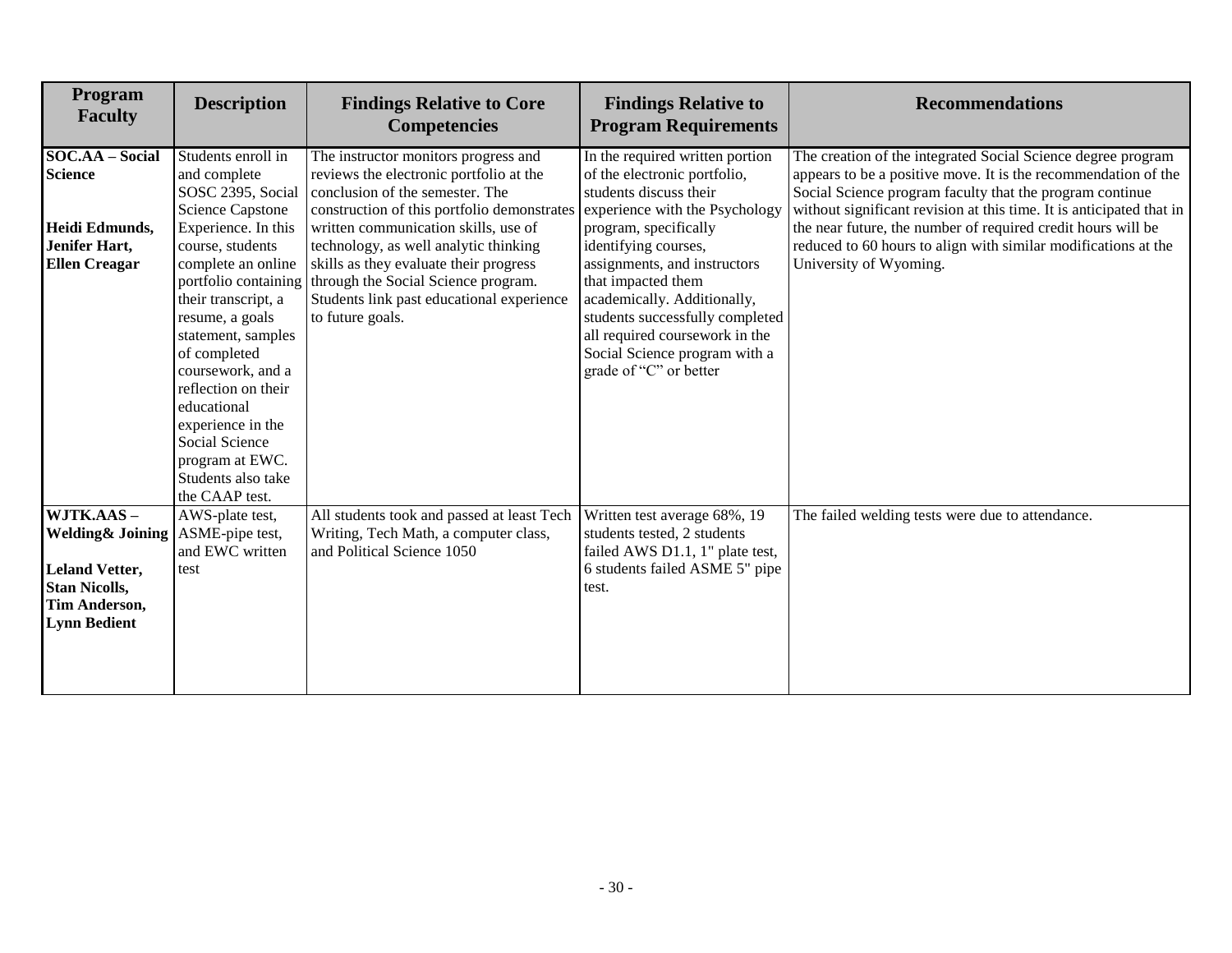| Program Faculty | Description | Findings Relative to Core Competencies | Findings Relative to Program Requirements | Recommendations |
|---|---|---|---|---|
| **SOC.AA – Social Science**<br><br>**Heidi Edmunds, Jenifer Hart, Ellen Creagar** | Students enroll in and complete SOSC 2395, Social Science Capstone Experience. In this course, students complete an online portfolio containing their transcript, a resume, a goals statement, samples of completed coursework, and a reflection on their educational experience in the Social Science program at EWC. Students also take the CAAP test. | The instructor monitors progress and reviews the electronic portfolio at the conclusion of the semester. The construction of this portfolio demonstrates written communication skills, use of technology, as well analytic thinking skills as they evaluate their progress through the Social Science program. Students link past educational experience to future goals. | In the required written portion of the electronic portfolio, students discuss their experience with the Psychology program, specifically identifying courses, assignments, and instructors that impacted them academically. Additionally, students successfully completed all required coursework in the Social Science program with a grade of "C" or better | The creation of the integrated Social Science degree program appears to be a positive move. It is the recommendation of the Social Science program faculty that the program continue without significant revision at this time. It is anticipated that in the near future, the number of required credit hours will be reduced to 60 hours to align with similar modifications at the University of Wyoming. |
| **WJTK.AAS – Welding& Joining**<br><br>**Leland Vetter, Stan Nicolls, Tim Anderson, Lynn Bedient** | AWS-plate test, ASME-pipe test, and EWC written test | All students took and passed at least Tech Writing, Tech Math, a computer class, and Political Science 1050 | Written test average 68%, 19 students tested, 2 students failed AWS D1.1, 1" plate test, 6 students failed ASME 5" pipe test. | The failed welding tests were due to attendance. |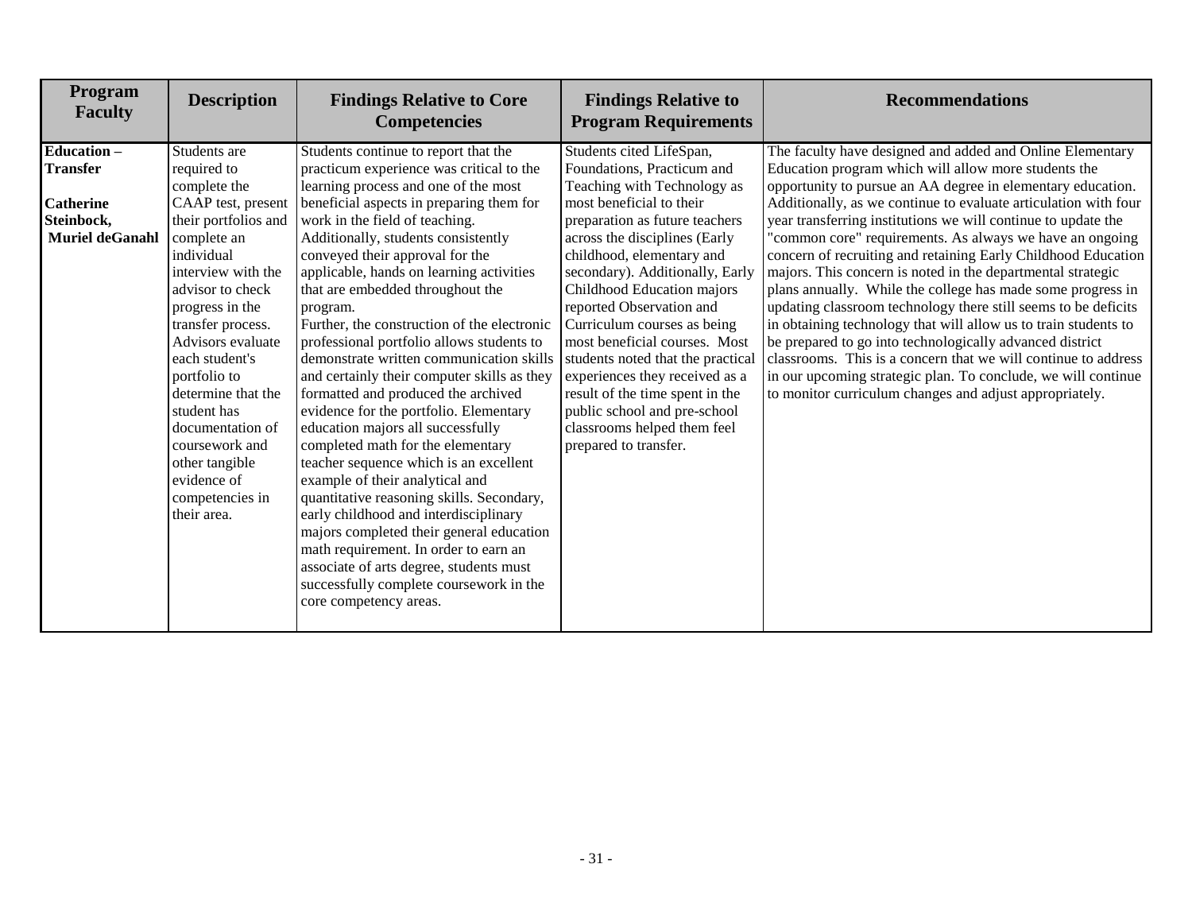| Program Faculty | Description | Findings Relative to Core Competencies | Findings Relative to Program Requirements | Recommendations |
|---|---|---|---|---|
| **Education – Transfer**<br><br>**Catherine Steinbock, Muriel deGanahl** | Students are required to complete the CAAP test, present their portfolios and complete an individual interview with the advisor to check progress in the transfer process. Advisors evaluate each student's portfolio to determine that the student has documentation of coursework and other tangible evidence of competencies in their area. | Students continue to report that the practicum experience was critical to the learning process and one of the most beneficial aspects in preparing them for work in the field of teaching. Additionally, students consistently conveyed their approval for the applicable, hands on learning activities that are embedded throughout the program.<br>Further, the construction of the electronic professional portfolio allows students to demonstrate written communication skills and certainly their computer skills as they formatted and produced the archived evidence for the portfolio. Elementary education majors all successfully completed math for the elementary teacher sequence which is an excellent example of their analytical and quantitative reasoning skills. Secondary, early childhood and interdisciplinary majors completed their general education math requirement. In order to earn an associate of arts degree, students must successfully complete coursework in the core competency areas. | Students cited LifeSpan, Foundations, Practicum and Teaching with Technology as most beneficial to their preparation as future teachers across the disciplines (Early childhood, elementary and secondary). Additionally, Early Childhood Education majors reported Observation and Curriculum courses as being most beneficial courses. Most students noted that the practical experiences they received as a result of the time spent in the public school and pre-school classrooms helped them feel prepared to transfer. | The faculty have designed and added and Online Elementary Education program which will allow more students the opportunity to pursue an AA degree in elementary education. Additionally, as we continue to evaluate articulation with four year transferring institutions we will continue to update the "common core" requirements. As always we have an ongoing concern of recruiting and retaining Early Childhood Education majors. This concern is noted in the departmental strategic plans annually. While the college has made some progress in updating classroom technology there still seems to be deficits in obtaining technology that will allow us to train students to be prepared to go into technologically advanced district classrooms. This is a concern that we will continue to address in our upcoming strategic plan. To conclude, we will continue to monitor curriculum changes and adjust appropriately. |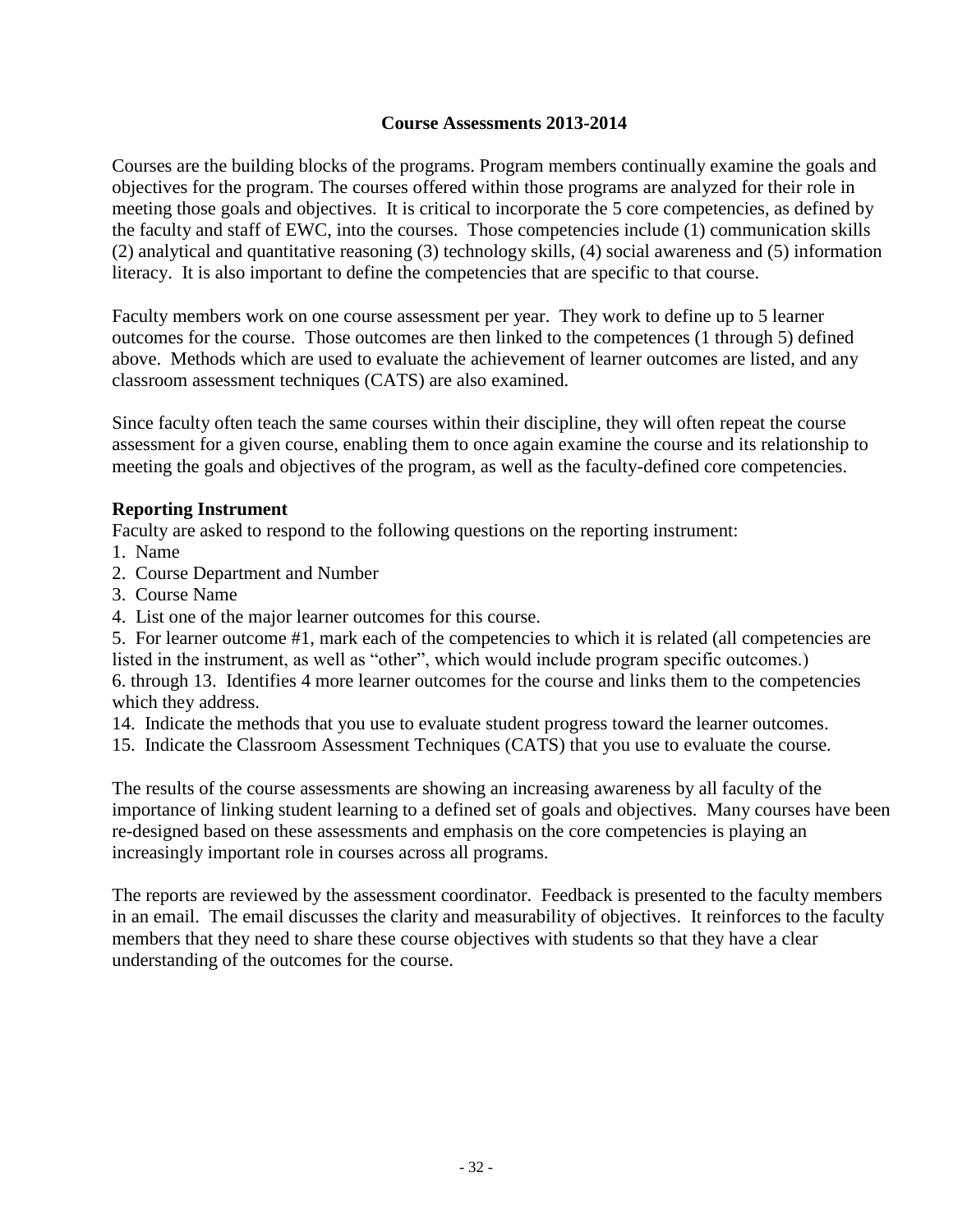## Course Assessments 2013-2014

Courses are the building blocks of the programs. Program members continually examine the goals and objectives for the program. The courses offered within those programs are analyzed for their role in meeting those goals and objectives. It is critical to incorporate the 5 core competencies, as defined by the faculty and staff of EWC, into the courses. Those competencies include (1) communication skills (2) analytical and quantitative reasoning (3) technology skills, (4) social awareness and (5) information literacy. It is also important to define the competencies that are specific to that course.

Faculty members work on one course assessment per year. They work to define up to 5 learner outcomes for the course. Those outcomes are then linked to the competences (1 through 5) defined above. Methods which are used to evaluate the achievement of learner outcomes are listed, and any classroom assessment techniques (CATS) are also examined.

Since faculty often teach the same courses within their discipline, they will often repeat the course assessment for a given course, enabling them to once again examine the course and its relationship to meeting the goals and objectives of the program, as well as the faculty-defined core competencies.

**Reporting Instrument**

Faculty are asked to respond to the following questions on the reporting instrument:

1. Name
2. Course Department and Number
3. Course Name
4. List one of the major learner outcomes for this course.
5. For learner outcome #1, mark each of the competencies to which it is related (all competencies are listed in the instrument, as well as "other", which would include program specific outcomes.)

6. through 13. Identifies 4 more learner outcomes for the course and links them to the competencies which they address.

14. Indicate the methods that you use to evaluate student progress toward the learner outcomes.
15. Indicate the Classroom Assessment Techniques (CATS) that you use to evaluate the course.

The results of the course assessments are showing an increasing awareness by all faculty of the importance of linking student learning to a defined set of goals and objectives. Many courses have been re-designed based on these assessments and emphasis on the core competencies is playing an increasingly important role in courses across all programs.

The reports are reviewed by the assessment coordinator. Feedback is presented to the faculty members in an email. The email discusses the clarity and measurability of objectives. It reinforces to the faculty members that they need to share these course objectives with students so that they have a clear understanding of the outcomes for the course.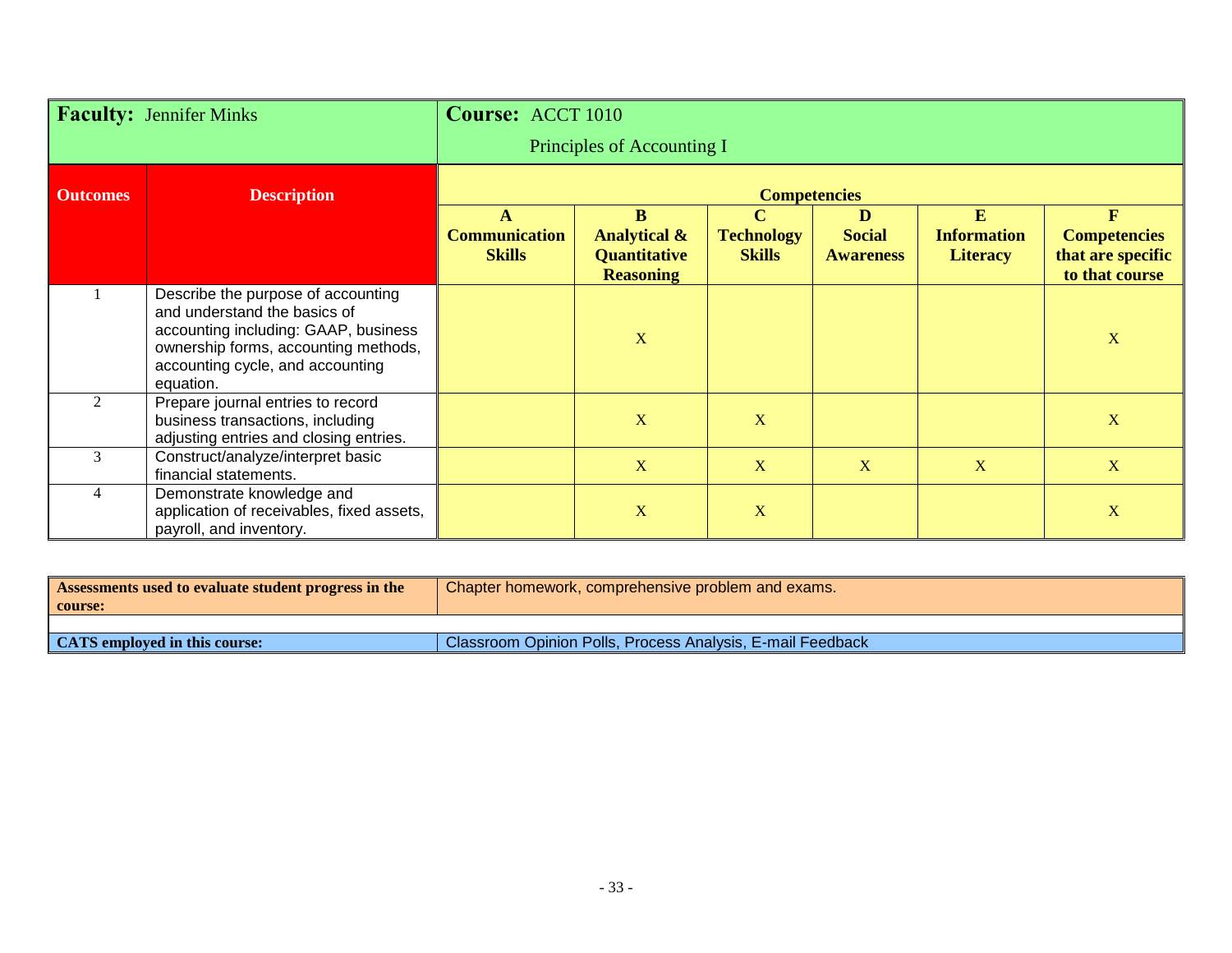| **Faculty:** Jennifer Minks | | **Course:** ACCT 1010 Principles of Accounting I | | | | | |
|---|---|---|---|---|---|---|---|
| **Outcomes** | **Description** | **Competencies** | | | | | |
| | | **A Communication Skills** | **B Analytical & Quantitative Reasoning** | **C Technology Skills** | **D Social Awareness** | **E Information Literacy** | **F Competencies that are specific to that course** |
| 1 | Describe the purpose of accounting and understand the basics of accounting including: GAAP, business ownership forms, accounting methods, accounting cycle, and accounting equation. | | X | | | | X |
| 2 | Prepare journal entries to record business transactions, including adjusting entries and closing entries. | | X | X | | | X |
| 3 | Construct/analyze/interpret basic financial statements. | | X | X | X | X | X |
| 4 | Demonstrate knowledge and application of receivables, fixed assets, payroll, and inventory. | | X | X | | | X |

| | |
|---|---|
| **Assessments used to evaluate student progress in the course:** | Chapter homework, comprehensive problem and exams. |
| | |
| **CATS employed in this course:** | Classroom Opinion Polls, Process Analysis, E-mail Feedback |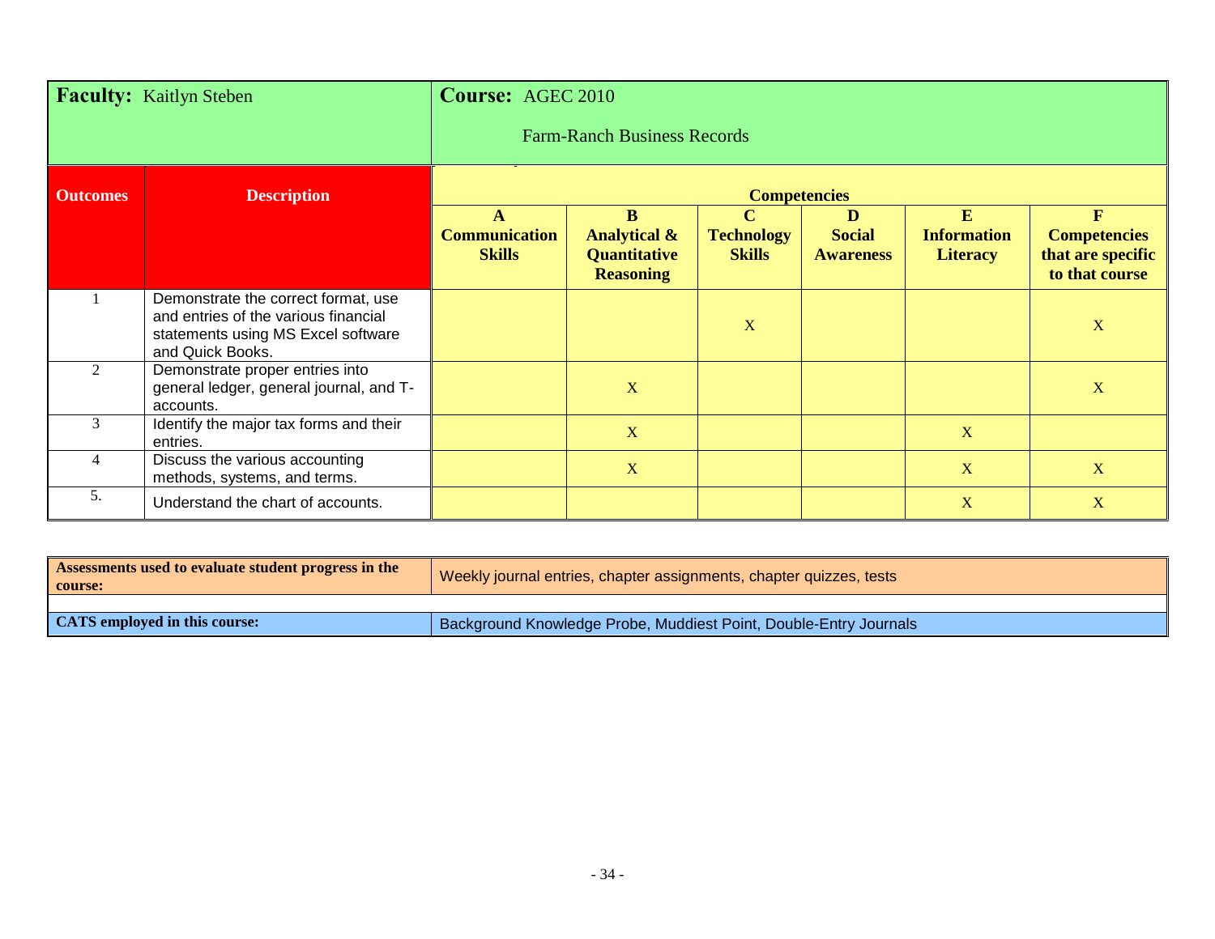| **Faculty:** Kaitlyn Steben | | **Course:** AGEC 2010 Farm-Ranch Business Records | | | | | |
|---|---|---|---|---|---|---|---|
| **Outcomes** | **Description** | **Competencies** | | | | | |
| | | **A Communication Skills** | **B Analytical & Quantitative Reasoning** | **C Technology Skills** | **D Social Awareness** | **E Information Literacy** | **F Competencies that are specific to that course** |
| 1 | Demonstrate the correct format, use and entries of the various financial statements using MS Excel software and Quick Books. | | | X | | | X |
| 2 | Demonstrate proper entries into general ledger, general journal, and T-accounts. | | X | | | | X |
| 3 | Identify the major tax forms and their entries. | | X | | | X | |
| 4 | Discuss the various accounting methods, systems, and terms. | | X | | | X | X |
| 5. | Understand the chart of accounts. | | | | | X | X |

| **Assessments used to evaluate student progress in the course:** | Weekly journal entries, chapter assignments, chapter quizzes, tests |
|---|---|
| **CATS employed in this course:** | Background Knowledge Probe, Muddiest Point, Double-Entry Journals |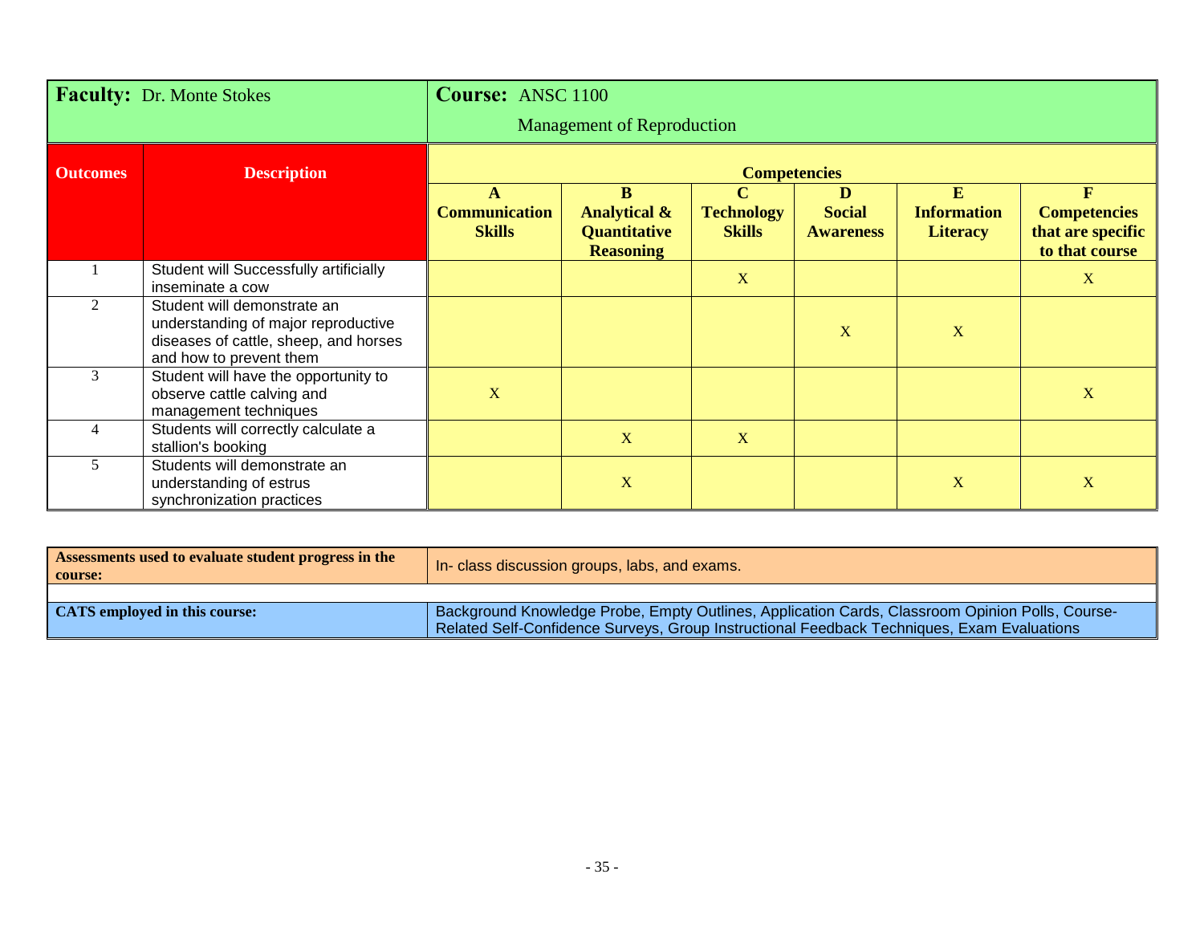| **Faculty:** Dr. Monte Stokes | | **Course:** ANSC 1100 Management of Reproduction | | | | | |
|---|---|---|---|---|---|---|---|
| **Outcomes** | **Description** | **Competencies** | | | | | |
| | | **A Communication Skills** | **B Analytical & Quantitative Reasoning** | **C Technology Skills** | **D Social Awareness** | **E Information Literacy** | **F Competencies that are specific to that course** |
| 1 | Student will Successfully artificially inseminate a cow | | | X | | | X |
| 2 | Student will demonstrate an understanding of major reproductive diseases of cattle, sheep, and horses and how to prevent them | | | | X | X | |
| 3 | Student will have the opportunity to observe cattle calving and management techniques | X | | | | | X |
| 4 | Students will correctly calculate a stallion's booking | | X | X | | | |
| 5 | Students will demonstrate an understanding of estrus synchronization practices | | X | | | X | X |

| | |
|---|---|
| **Assessments used to evaluate student progress in the course:** | In- class discussion groups, labs, and exams. |
| **CATS employed in this course:** | Background Knowledge Probe, Empty Outlines, Application Cards, Classroom Opinion Polls, Course-Related Self-Confidence Surveys, Group Instructional Feedback Techniques, Exam Evaluations |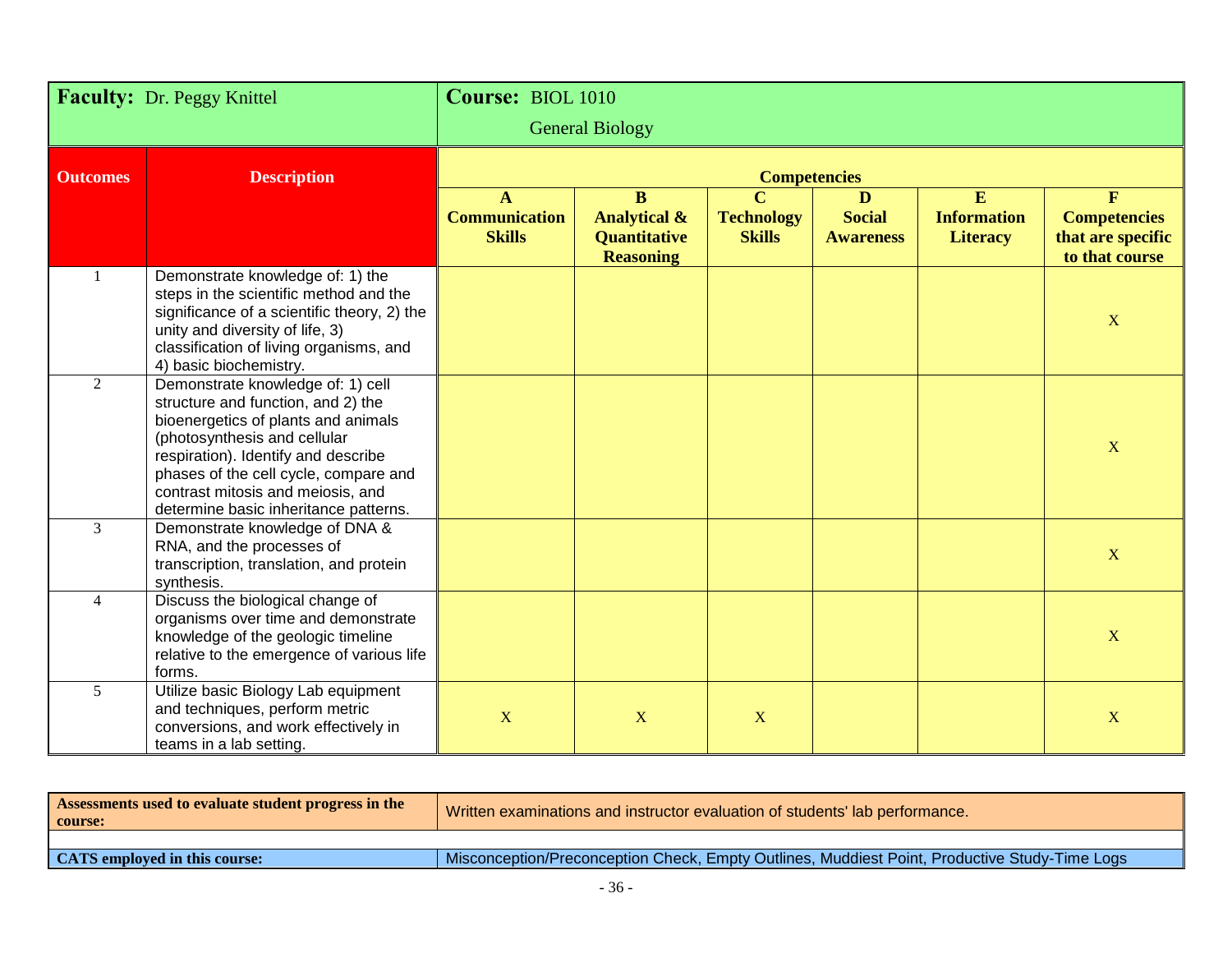| **Faculty:** Dr. Peggy Knittel | | **Course:** BIOL 1010 General Biology | | | | | |
|---|---|---|---|---|---|---|---|
| **Outcomes** | **Description** | **Competencies** | | | | | |
| | | **A Communication Skills** | **B Analytical & Quantitative Reasoning** | **C Technology Skills** | **D Social Awareness** | **E Information Literacy** | **F Competencies that are specific to that course** |
| 1 | Demonstrate knowledge of: 1) the steps in the scientific method and the significance of a scientific theory, 2) the unity and diversity of life, 3) classification of living organisms, and 4) basic biochemistry. | | | | | | X |
| 2 | Demonstrate knowledge of: 1) cell structure and function, and 2) the bioenergetics of plants and animals (photosynthesis and cellular respiration). Identify and describe phases of the cell cycle, compare and contrast mitosis and meiosis, and determine basic inheritance patterns. | | | | | | X |
| 3 | Demonstrate knowledge of DNA & RNA, and the processes of transcription, translation, and protein synthesis. | | | | | | X |
| 4 | Discuss the biological change of organisms over time and demonstrate knowledge of the geologic timeline relative to the emergence of various life forms. | | | | | | X |
| 5 | Utilize basic Biology Lab equipment and techniques, perform metric conversions, and work effectively in teams in a lab setting. | X | X | X | | | X |

| **Assessments used to evaluate student progress in the course:** | Written examinations and instructor evaluation of students' lab performance. |
|---|---|
| **CATS employed in this course:** | Misconception/Preconception Check, Empty Outlines, Muddiest Point, Productive Study-Time Logs |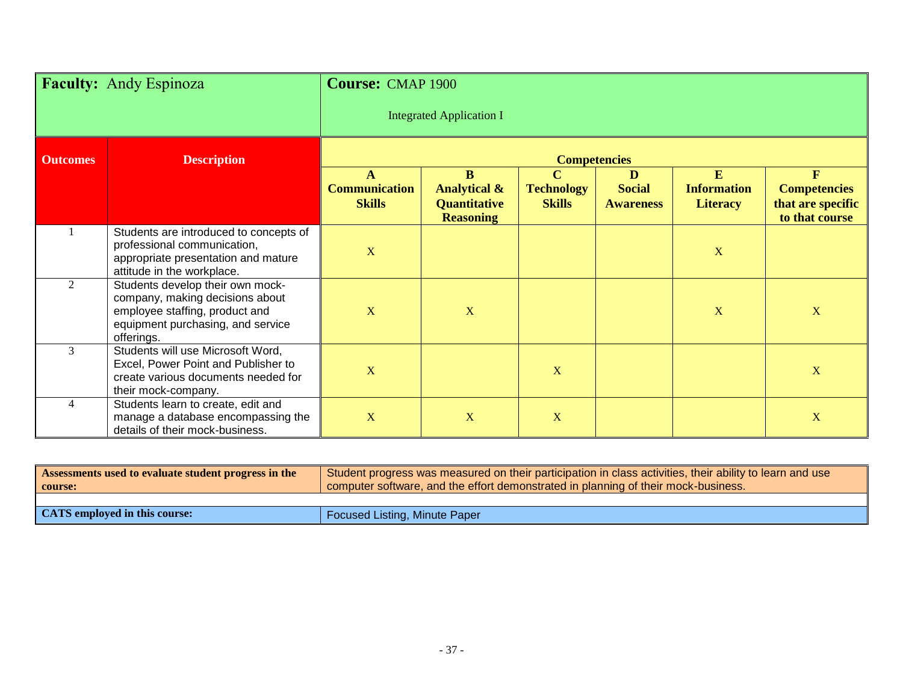**Faculty:** Andy Espinoza

**Course:** CMAP 1900

Integrated Application I

| Outcomes | Description | Competencies | | | | | |
|---|---|---|---|---|---|---|---|
| | | A Communication Skills | B Analytical & Quantitative Reasoning | C Technology Skills | D Social Awareness | E Information Literacy | F Competencies that are specific to that course |
| 1 | Students are introduced to concepts of professional communication, appropriate presentation and mature attitude in the workplace. | X | | | | X | |
| 2 | Students develop their own mock-company, making decisions about employee staffing, product and equipment purchasing, and service offerings. | X | X | | | X | X |
| 3 | Students will use Microsoft Word, Excel, Power Point and Publisher to create various documents needed for their mock-company. | X | | X | | | X |
| 4 | Students learn to create, edit and manage a database encompassing the details of their mock-business. | X | X | X | | | X |

| | |
|---|---|
| **Assessments used to evaluate student progress in the course:** | Student progress was measured on their participation in class activities, their ability to learn and use computer software, and the effort demonstrated in planning of their mock-business. |
| **CATS employed in this course:** | Focused Listing, Minute Paper |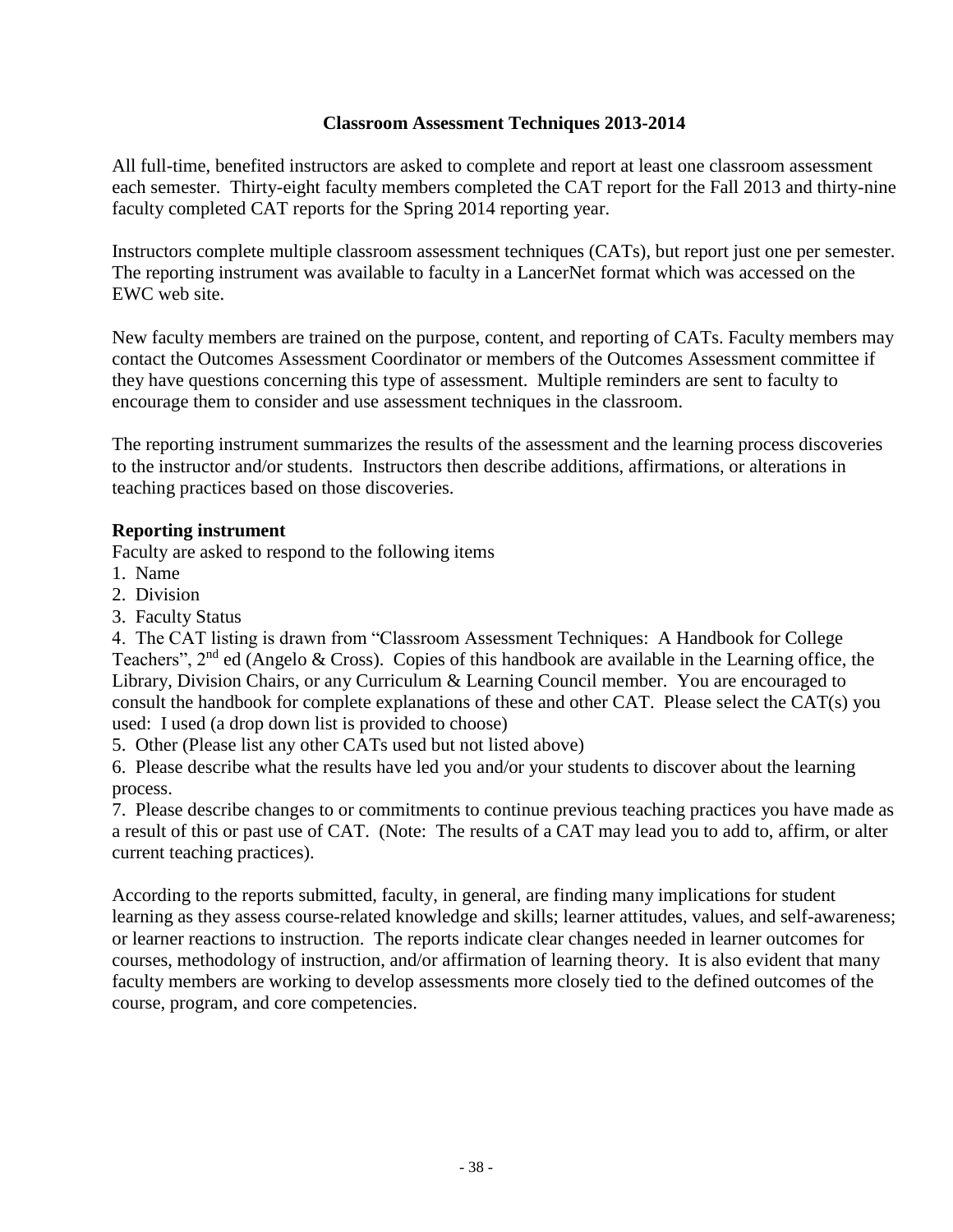## Classroom Assessment Techniques 2013-2014

All full-time, benefited instructors are asked to complete and report at least one classroom assessment each semester. Thirty-eight faculty members completed the CAT report for the Fall 2013 and thirty-nine faculty completed CAT reports for the Spring 2014 reporting year.

Instructors complete multiple classroom assessment techniques (CATs), but report just one per semester. The reporting instrument was available to faculty in a LancerNet format which was accessed on the EWC web site.

New faculty members are trained on the purpose, content, and reporting of CATs. Faculty members may contact the Outcomes Assessment Coordinator or members of the Outcomes Assessment committee if they have questions concerning this type of assessment. Multiple reminders are sent to faculty to encourage them to consider and use assessment techniques in the classroom.

The reporting instrument summarizes the results of the assessment and the learning process discoveries to the instructor and/or students. Instructors then describe additions, affirmations, or alterations in teaching practices based on those discoveries.

### Reporting instrument

Faculty are asked to respond to the following items

1. Name
2. Division
3. Faculty Status
4. The CAT listing is drawn from "Classroom Assessment Techniques: A Handbook for College Teachers", 2nd ed (Angelo & Cross). Copies of this handbook are available in the Learning office, the Library, Division Chairs, or any Curriculum & Learning Council member. You are encouraged to consult the handbook for complete explanations of these and other CAT. Please select the CAT(s) you used: I used (a drop down list is provided to choose)
5. Other (Please list any other CATs used but not listed above)
6. Please describe what the results have led you and/or your students to discover about the learning process.
7. Please describe changes to or commitments to continue previous teaching practices you have made as a result of this or past use of CAT. (Note: The results of a CAT may lead you to add to, affirm, or alter current teaching practices).

According to the reports submitted, faculty, in general, are finding many implications for student learning as they assess course-related knowledge and skills; learner attitudes, values, and self-awareness; or learner reactions to instruction. The reports indicate clear changes needed in learner outcomes for courses, methodology of instruction, and/or affirmation of learning theory. It is also evident that many faculty members are working to develop assessments more closely tied to the defined outcomes of the course, program, and core competencies.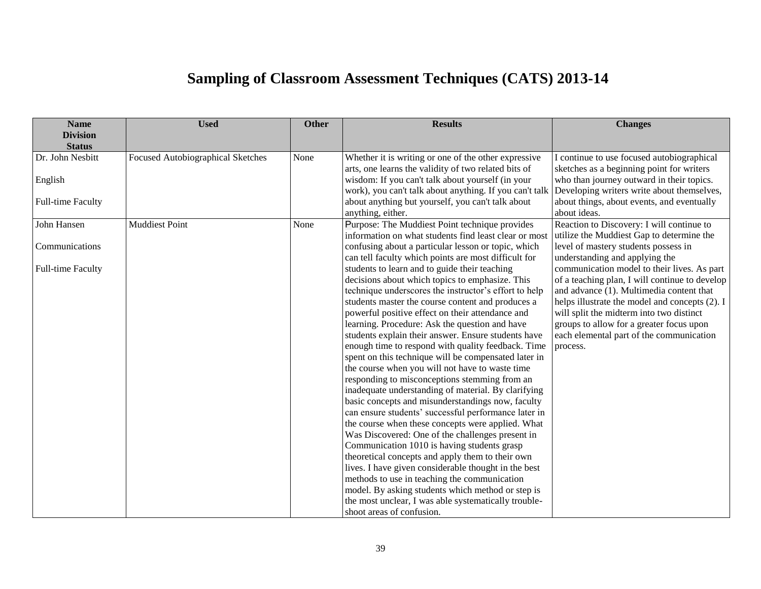# Sampling of Classroom Assessment Techniques (CATS) 2013-14

| Name<br>Division<br>Status | Used | Other | Results | Changes |
|---|---|---|---|---|
| Dr. John Nesbitt<br><br>English<br><br>Full-time Faculty | Focused Autobiographical Sketches | None | Whether it is writing or one of the other expressive arts, one learns the validity of two related bits of wisdom: If you can't talk about yourself (in your work), you can't talk about anything. If you can't talk about anything but yourself, you can't talk about anything, either. | I continue to use focused autobiographical sketches as a beginning point for writers who than journey outward in their topics. Developing writers write about themselves, about things, about events, and eventually about ideas. |
| John Hansen<br><br>Communications<br><br>Full-time Faculty | Muddiest Point | None | Purpose: The Muddiest Point technique provides information on what students find least clear or most confusing about a particular lesson or topic, which can tell faculty which points are most difficult for students to learn and to guide their teaching decisions about which topics to emphasize. This technique underscores the instructor's effort to help students master the course content and produces a powerful positive effect on their attendance and learning. Procedure: Ask the question and have students explain their answer. Ensure students have enough time to respond with quality feedback. Time spent on this technique will be compensated later in the course when you will not have to waste time responding to misconceptions stemming from an inadequate understanding of material. By clarifying basic concepts and misunderstandings now, faculty can ensure students' successful performance later in the course when these concepts were applied. What Was Discovered: One of the challenges present in Communication 1010 is having students grasp theoretical concepts and apply them to their own lives. I have given considerable thought in the best methods to use in teaching the communication model. By asking students which method or step is the most unclear, I was able systematically trouble-shoot areas of confusion. | Reaction to Discovery: I will continue to utilize the Muddiest Gap to determine the level of mastery students possess in understanding and applying the communication model to their lives. As part of a teaching plan, I will continue to develop and advance (1). Multimedia content that helps illustrate the model and concepts (2). I will split the midterm into two distinct groups to allow for a greater focus upon each elemental part of the communication process. |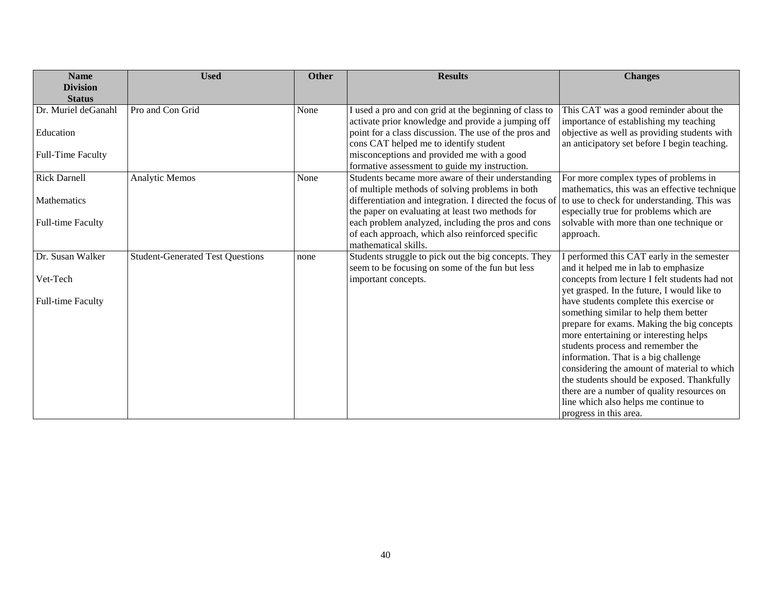| Name<br>Division<br>Status | Used | Other | Results | Changes |
|---|---|---|---|---|
| Dr. Muriel deGanahl<br><br>Education<br><br>Full-Time Faculty | Pro and Con Grid | None | I used a pro and con grid at the beginning of class to activate prior knowledge and provide a jumping off point for a class discussion. The use of the pros and cons CAT helped me to identify student misconceptions and provided me with a good formative assessment to guide my instruction. | This CAT was a good reminder about the importance of establishing my teaching objective as well as providing students with an anticipatory set before I begin teaching. |
| Rick Darnell<br><br>Mathematics<br><br>Full-time Faculty | Analytic Memos | None | Students became more aware of their understanding of multiple methods of solving problems in both differentiation and integration. I directed the focus of the paper on evaluating at least two methods for each problem analyzed, including the pros and cons of each approach, which also reinforced specific mathematical skills. | For more complex types of problems in mathematics, this was an effective technique to use to check for understanding. This was especially true for problems which are solvable with more than one technique or approach. |
| Dr. Susan Walker<br><br>Vet-Tech<br><br>Full-time Faculty | Student-Generated Test Questions | none | Students struggle to pick out the big concepts. They seem to be focusing on some of the fun but less important concepts. | I performed this CAT early in the semester and it helped me in lab to emphasize concepts from lecture I felt students had not yet grasped. In the future, I would like to have students complete this exercise or something similar to help them better prepare for exams. Making the big concepts more entertaining or interesting helps students process and remember the information. That is a big challenge considering the amount of material to which the students should be exposed. Thankfully there are a number of quality resources on line which also helps me continue to progress in this area. |